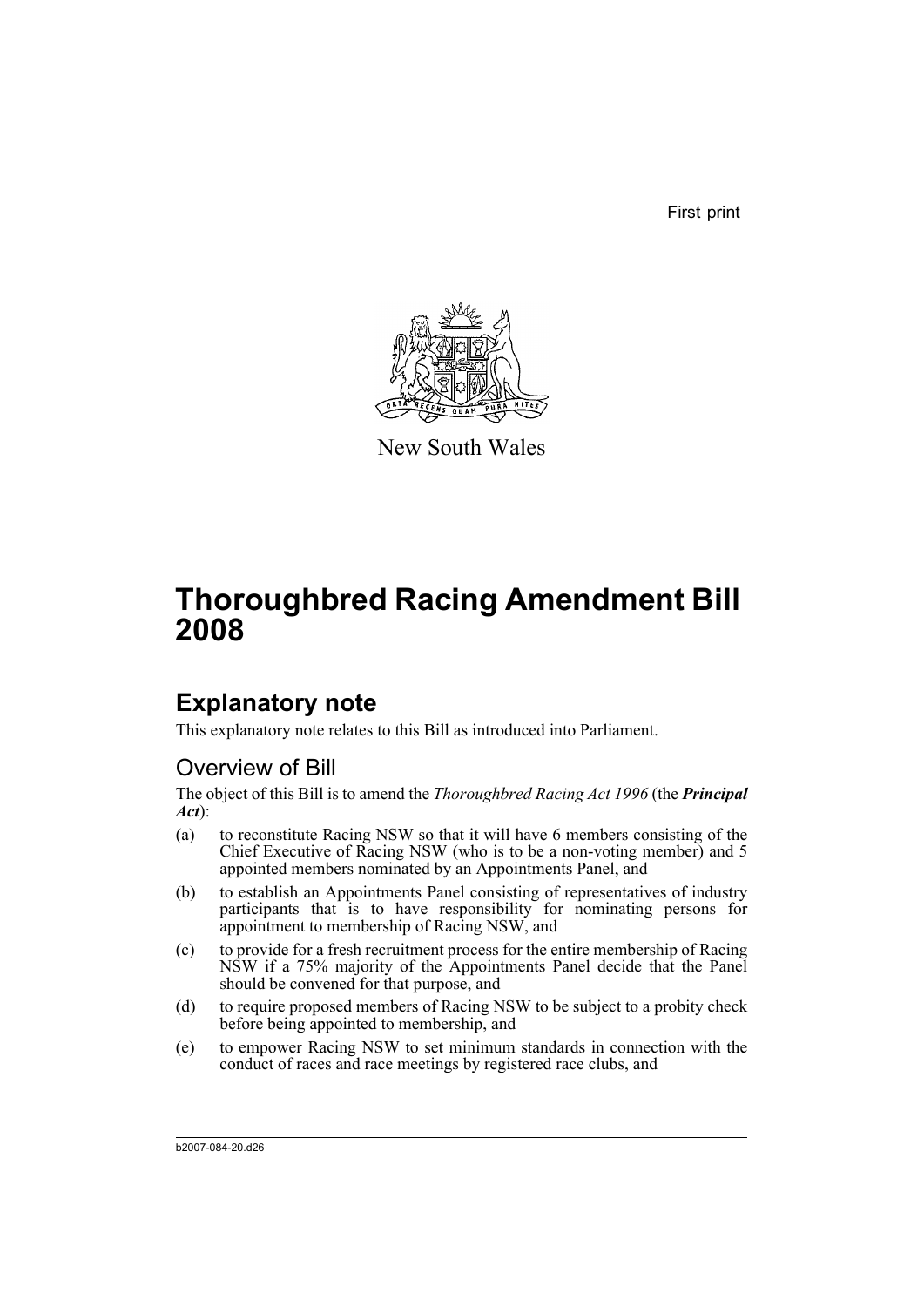First print

New South Wales

# Thoroughbred Racing Amendment Bill 2008

## Explanatory note

This explanatory note relates to this Bill as introduced into Parliament.

### Overview of Bill

The object of this Bill is to amend the *Thoroughbred Racing Act 1996* (the ***Principal Act***):

(a) to reconstitute Racing NSW so that it will have 6 members consisting of the Chief Executive of Racing NSW (who is to be a non-voting member) and 5 appointed members nominated by an Appointments Panel, and

(b) to establish an Appointments Panel consisting of representatives of industry participants that is to have responsibility for nominating persons for appointment to membership of Racing NSW, and

(c) to provide for a fresh recruitment process for the entire membership of Racing NSW if a 75% majority of the Appointments Panel decide that the Panel should be convened for that purpose, and

(d) to require proposed members of Racing NSW to be subject to a probity check before being appointed to membership, and

(e) to empower Racing NSW to set minimum standards in connection with the conduct of races and race meetings by registered race clubs, and

b2007-084-20.d26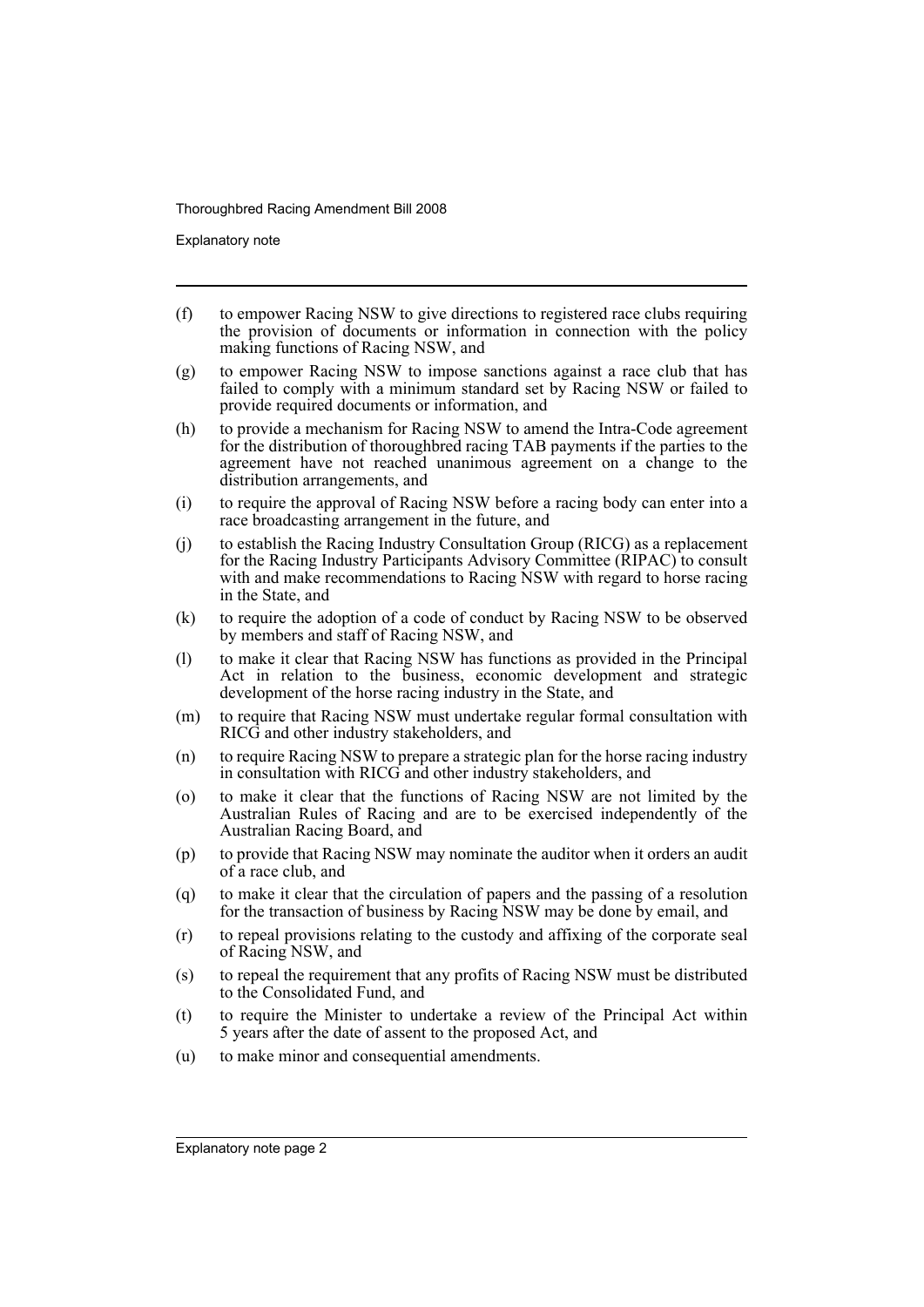(f) to empower Racing NSW to give directions to registered race clubs requiring the provision of documents or information in connection with the policy making functions of Racing NSW, and

(g) to empower Racing NSW to impose sanctions against a race club that has failed to comply with a minimum standard set by Racing NSW or failed to provide required documents or information, and

(h) to provide a mechanism for Racing NSW to amend the Intra-Code agreement for the distribution of thoroughbred racing TAB payments if the parties to the agreement have not reached unanimous agreement on a change to the distribution arrangements, and

(i) to require the approval of Racing NSW before a racing body can enter into a race broadcasting arrangement in the future, and

(j) to establish the Racing Industry Consultation Group (RICG) as a replacement for the Racing Industry Participants Advisory Committee (RIPAC) to consult with and make recommendations to Racing NSW with regard to horse racing in the State, and

(k) to require the adoption of a code of conduct by Racing NSW to be observed by members and staff of Racing NSW, and

(l) to make it clear that Racing NSW has functions as provided in the Principal Act in relation to the business, economic development and strategic development of the horse racing industry in the State, and

(m) to require that Racing NSW must undertake regular formal consultation with RICG and other industry stakeholders, and

(n) to require Racing NSW to prepare a strategic plan for the horse racing industry in consultation with RICG and other industry stakeholders, and

(o) to make it clear that the functions of Racing NSW are not limited by the Australian Rules of Racing and are to be exercised independently of the Australian Racing Board, and

(p) to provide that Racing NSW may nominate the auditor when it orders an audit of a race club, and

(q) to make it clear that the circulation of papers and the passing of a resolution for the transaction of business by Racing NSW may be done by email, and

(r) to repeal provisions relating to the custody and affixing of the corporate seal of Racing NSW, and

(s) to repeal the requirement that any profits of Racing NSW must be distributed to the Consolidated Fund, and

(t) to require the Minister to undertake a review of the Principal Act within 5 years after the date of assent to the proposed Act, and

(u) to make minor and consequential amendments.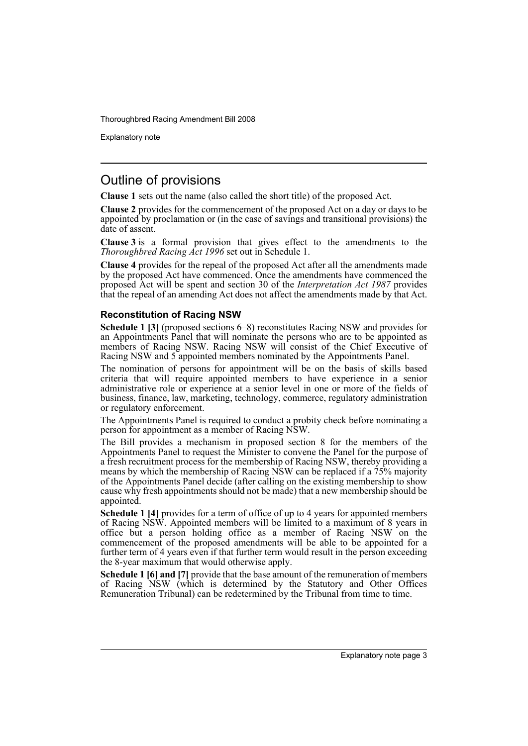## Outline of provisions

**Clause 1** sets out the name (also called the short title) of the proposed Act.

**Clause 2** provides for the commencement of the proposed Act on a day or days to be appointed by proclamation or (in the case of savings and transitional provisions) the date of assent.

**Clause 3** is a formal provision that gives effect to the amendments to the *Thoroughbred Racing Act 1996* set out in Schedule 1.

**Clause 4** provides for the repeal of the proposed Act after all the amendments made by the proposed Act have commenced. Once the amendments have commenced the proposed Act will be spent and section 30 of the *Interpretation Act 1987* provides that the repeal of an amending Act does not affect the amendments made by that Act.

### Reconstitution of Racing NSW

**Schedule 1 [3]** (proposed sections 6–8) reconstitutes Racing NSW and provides for an Appointments Panel that will nominate the persons who are to be appointed as members of Racing NSW. Racing NSW will consist of the Chief Executive of Racing NSW and 5 appointed members nominated by the Appointments Panel.

The nomination of persons for appointment will be on the basis of skills based criteria that will require appointed members to have experience in a senior administrative role or experience at a senior level in one or more of the fields of business, finance, law, marketing, technology, commerce, regulatory administration or regulatory enforcement.

The Appointments Panel is required to conduct a probity check before nominating a person for appointment as a member of Racing NSW.

The Bill provides a mechanism in proposed section 8 for the members of the Appointments Panel to request the Minister to convene the Panel for the purpose of a fresh recruitment process for the membership of Racing NSW, thereby providing a means by which the membership of Racing NSW can be replaced if a 75% majority of the Appointments Panel decide (after calling on the existing membership to show cause why fresh appointments should not be made) that a new membership should be appointed.

**Schedule 1 [4]** provides for a term of office of up to 4 years for appointed members of Racing NSW. Appointed members will be limited to a maximum of 8 years in office but a person holding office as a member of Racing NSW on the commencement of the proposed amendments will be able to be appointed for a further term of 4 years even if that further term would result in the person exceeding the 8-year maximum that would otherwise apply.

**Schedule 1 [6] and [7]** provide that the base amount of the remuneration of members of Racing NSW (which is determined by the Statutory and Other Offices Remuneration Tribunal) can be redetermined by the Tribunal from time to time.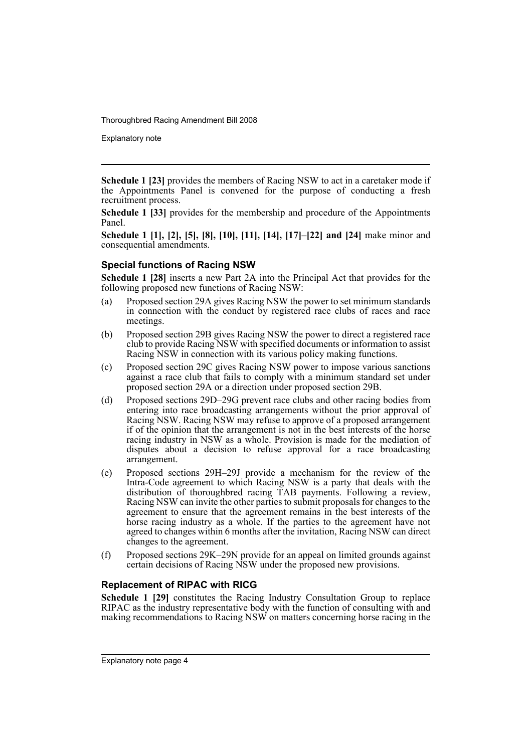**Schedule 1 [23]** provides the members of Racing NSW to act in a caretaker mode if the Appointments Panel is convened for the purpose of conducting a fresh recruitment process.

**Schedule 1 [33]** provides for the membership and procedure of the Appointments Panel.

**Schedule 1 [1], [2], [5], [8], [10], [11], [14], [17]–[22] and [24]** make minor and consequential amendments.

### Special functions of Racing NSW

**Schedule 1 [28]** inserts a new Part 2A into the Principal Act that provides for the following proposed new functions of Racing NSW:

(a) Proposed section 29A gives Racing NSW the power to set minimum standards in connection with the conduct by registered race clubs of races and race meetings.

(b) Proposed section 29B gives Racing NSW the power to direct a registered race club to provide Racing NSW with specified documents or information to assist Racing NSW in connection with its various policy making functions.

(c) Proposed section 29C gives Racing NSW power to impose various sanctions against a race club that fails to comply with a minimum standard set under proposed section 29A or a direction under proposed section 29B.

(d) Proposed sections 29D–29G prevent race clubs and other racing bodies from entering into race broadcasting arrangements without the prior approval of Racing NSW. Racing NSW may refuse to approve of a proposed arrangement if of the opinion that the arrangement is not in the best interests of the horse racing industry in NSW as a whole. Provision is made for the mediation of disputes about a decision to refuse approval for a race broadcasting arrangement.

(e) Proposed sections 29H–29J provide a mechanism for the review of the Intra-Code agreement to which Racing NSW is a party that deals with the distribution of thoroughbred racing TAB payments. Following a review, Racing NSW can invite the other parties to submit proposals for changes to the agreement to ensure that the agreement remains in the best interests of the horse racing industry as a whole. If the parties to the agreement have not agreed to changes within 6 months after the invitation, Racing NSW can direct changes to the agreement.

(f) Proposed sections 29K–29N provide for an appeal on limited grounds against certain decisions of Racing NSW under the proposed new provisions.

### Replacement of RIPAC with RICG

**Schedule 1 [29]** constitutes the Racing Industry Consultation Group to replace RIPAC as the industry representative body with the function of consulting with and making recommendations to Racing NSW on matters concerning horse racing in the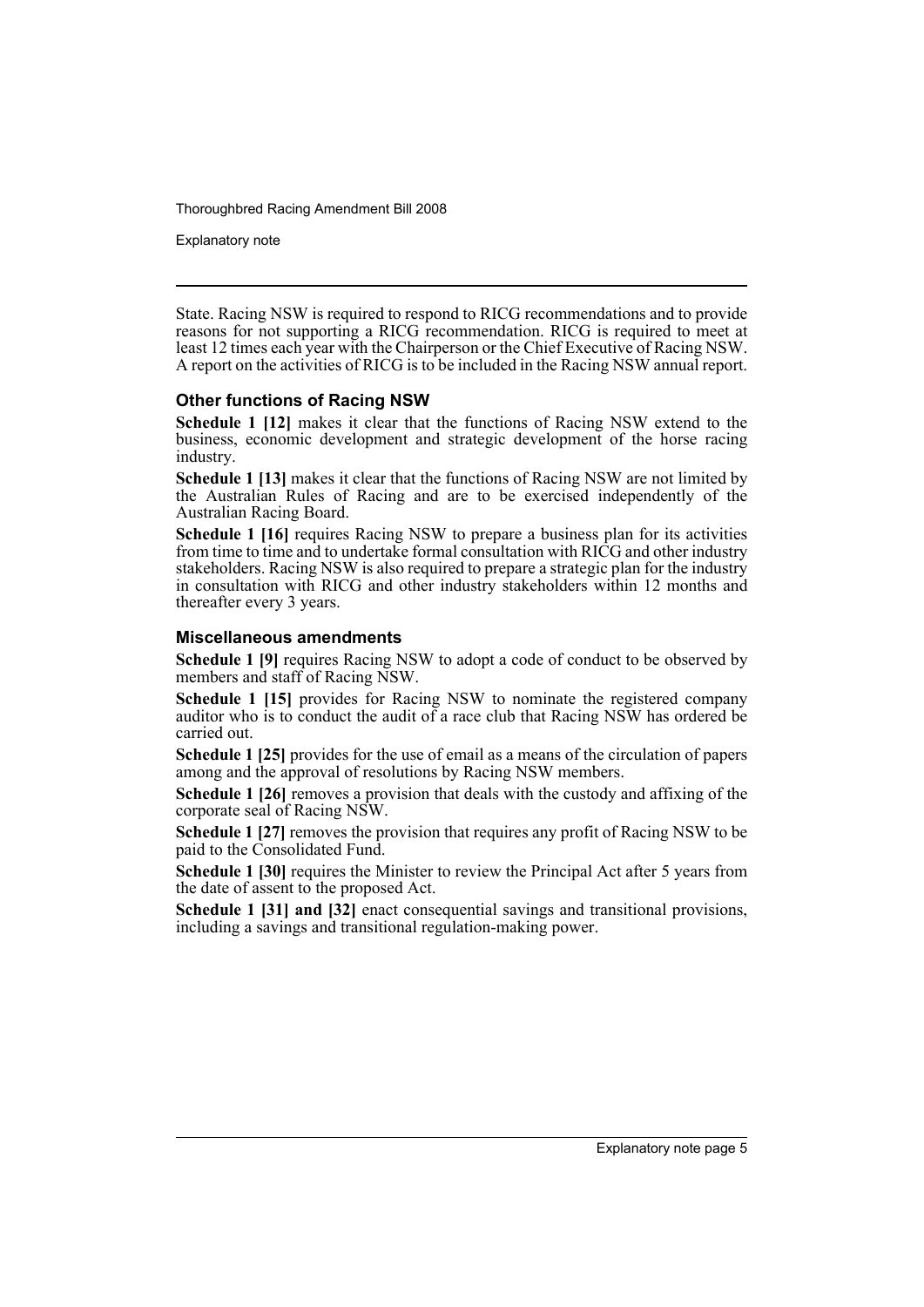State. Racing NSW is required to respond to RICG recommendations and to provide reasons for not supporting a RICG recommendation. RICG is required to meet at least 12 times each year with the Chairperson or the Chief Executive of Racing NSW. A report on the activities of RICG is to be included in the Racing NSW annual report.

### Other functions of Racing NSW

**Schedule 1 [12]** makes it clear that the functions of Racing NSW extend to the business, economic development and strategic development of the horse racing industry.

**Schedule 1 [13]** makes it clear that the functions of Racing NSW are not limited by the Australian Rules of Racing and are to be exercised independently of the Australian Racing Board.

**Schedule 1 [16]** requires Racing NSW to prepare a business plan for its activities from time to time and to undertake formal consultation with RICG and other industry stakeholders. Racing NSW is also required to prepare a strategic plan for the industry in consultation with RICG and other industry stakeholders within 12 months and thereafter every 3 years.

### Miscellaneous amendments

**Schedule 1 [9]** requires Racing NSW to adopt a code of conduct to be observed by members and staff of Racing NSW.

**Schedule 1 [15]** provides for Racing NSW to nominate the registered company auditor who is to conduct the audit of a race club that Racing NSW has ordered be carried out.

**Schedule 1 [25]** provides for the use of email as a means of the circulation of papers among and the approval of resolutions by Racing NSW members.

**Schedule 1 [26]** removes a provision that deals with the custody and affixing of the corporate seal of Racing NSW.

**Schedule 1 [27]** removes the provision that requires any profit of Racing NSW to be paid to the Consolidated Fund.

**Schedule 1 [30]** requires the Minister to review the Principal Act after 5 years from the date of assent to the proposed Act.

**Schedule 1 [31] and [32]** enact consequential savings and transitional provisions, including a savings and transitional regulation-making power.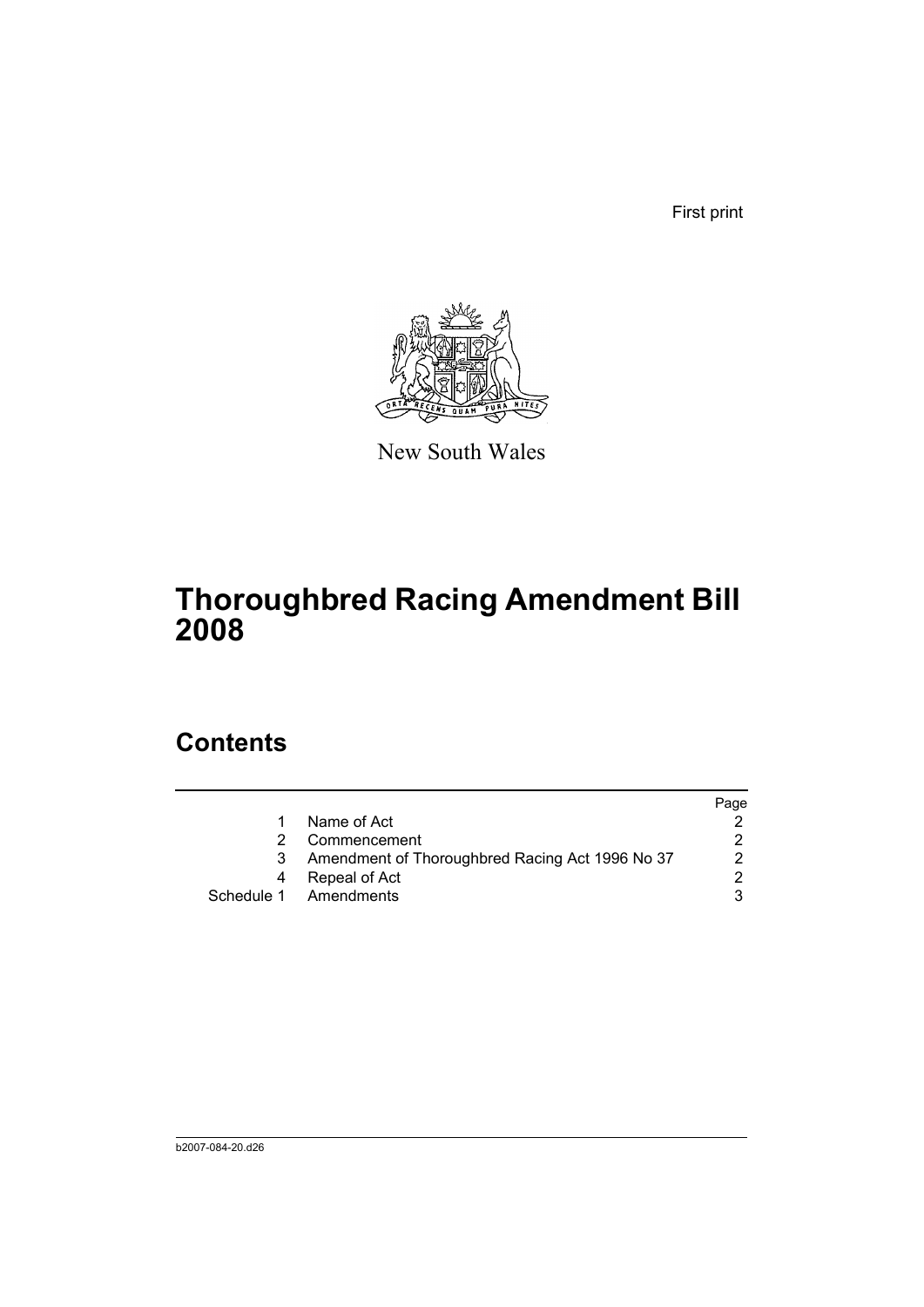First print

New South Wales

# Thoroughbred Racing Amendment Bill 2008

## Contents

| | | Page |
|---|---|---|
| 1 | Name of Act | 2 |
| 2 | Commencement | 2 |
| 3 | Amendment of Thoroughbred Racing Act 1996 No 37 | 2 |
| 4 | Repeal of Act | 2 |
| Schedule 1 | Amendments | 3 |

b2007-084-20.d26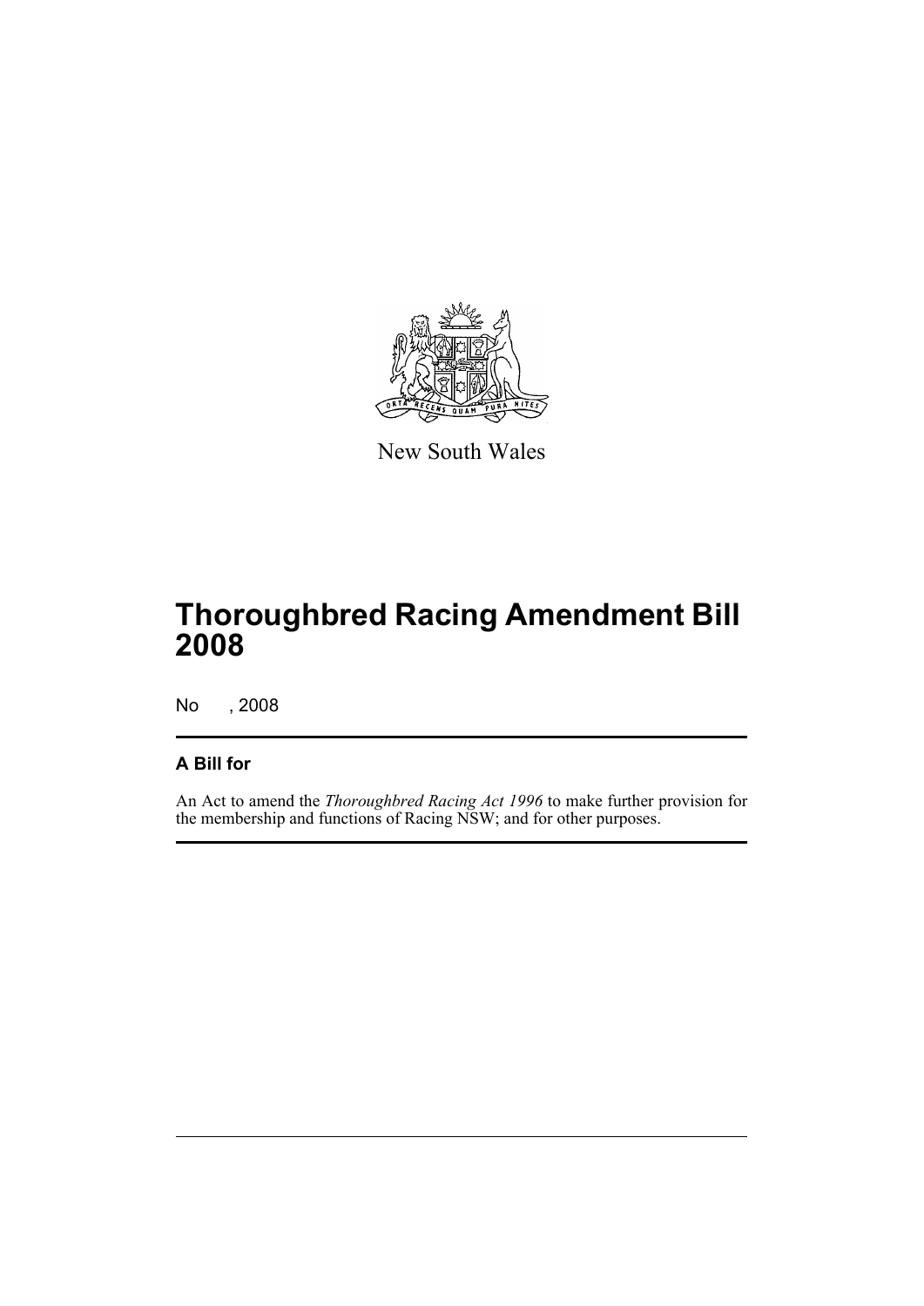New South Wales

# Thoroughbred Racing Amendment Bill 2008

No , 2008

## A Bill for

An Act to amend the *Thoroughbred Racing Act 1996* to make further provision for the membership and functions of Racing NSW; and for other purposes.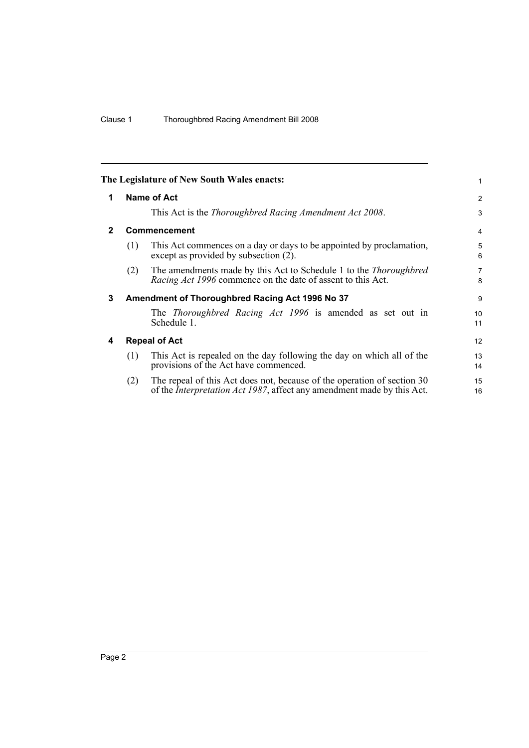**The Legislature of New South Wales enacts:**

## 1 Name of Act

This Act is the *Thoroughbred Racing Amendment Act 2008*.

## 2 Commencement

(1) This Act commences on a day or days to be appointed by proclamation, except as provided by subsection (2).

(2) The amendments made by this Act to Schedule 1 to the *Thoroughbred Racing Act 1996* commence on the date of assent to this Act.

## 3 Amendment of Thoroughbred Racing Act 1996 No 37

The *Thoroughbred Racing Act 1996* is amended as set out in Schedule 1.

## 4 Repeal of Act

(1) This Act is repealed on the day following the day on which all of the provisions of the Act have commenced.

(2) The repeal of this Act does not, because of the operation of section 30 of the *Interpretation Act 1987*, affect any amendment made by this Act.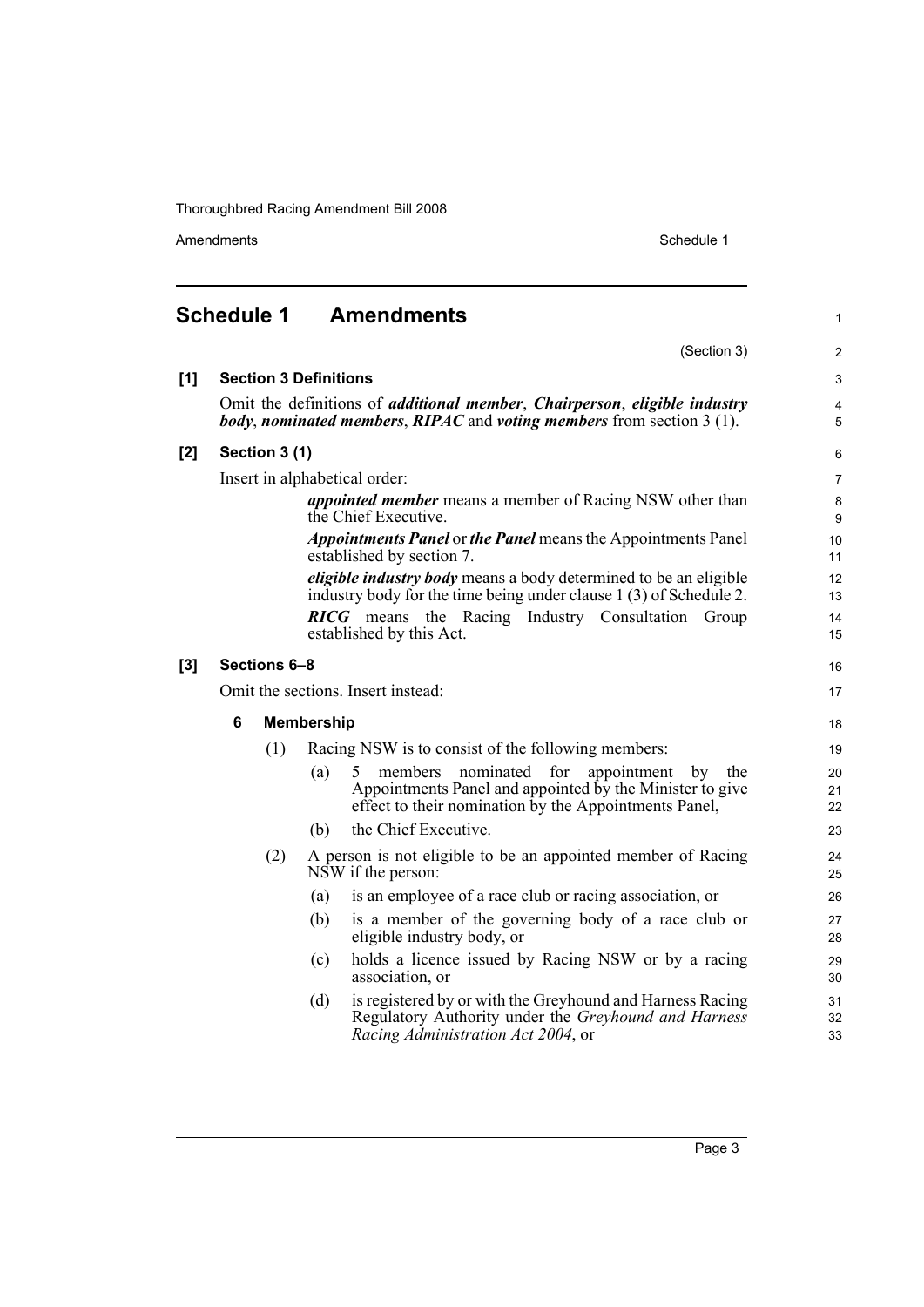# Schedule 1 Amendments

(Section 3)

**[1] Section 3 Definitions**

Omit the definitions of ***additional member***, ***Chairperson***, ***eligible industry body***, ***nominated members***, ***RIPAC*** and ***voting members*** from section 3 (1).

**[2] Section 3 (1)**

Insert in alphabetical order:

> ***appointed member*** means a member of Racing NSW other than the Chief Executive.
>
> ***Appointments Panel*** or ***the Panel*** means the Appointments Panel established by section 7.
>
> ***eligible industry body*** means a body determined to be an eligible industry body for the time being under clause 1 (3) of Schedule 2.
>
> ***RICG*** means the Racing Industry Consultation Group established by this Act.

**[3] Sections 6–8**

Omit the sections. Insert instead:

**6 Membership**

(1) Racing NSW is to consist of the following members:

- (a) 5 members nominated for appointment by the Appointments Panel and appointed by the Minister to give effect to their nomination by the Appointments Panel,
- (b) the Chief Executive.

(2) A person is not eligible to be an appointed member of Racing NSW if the person:

- (a) is an employee of a race club or racing association, or
- (b) is a member of the governing body of a race club or eligible industry body, or
- (c) holds a licence issued by Racing NSW or by a racing association, or
- (d) is registered by or with the Greyhound and Harness Racing Regulatory Authority under the *Greyhound and Harness Racing Administration Act 2004*, or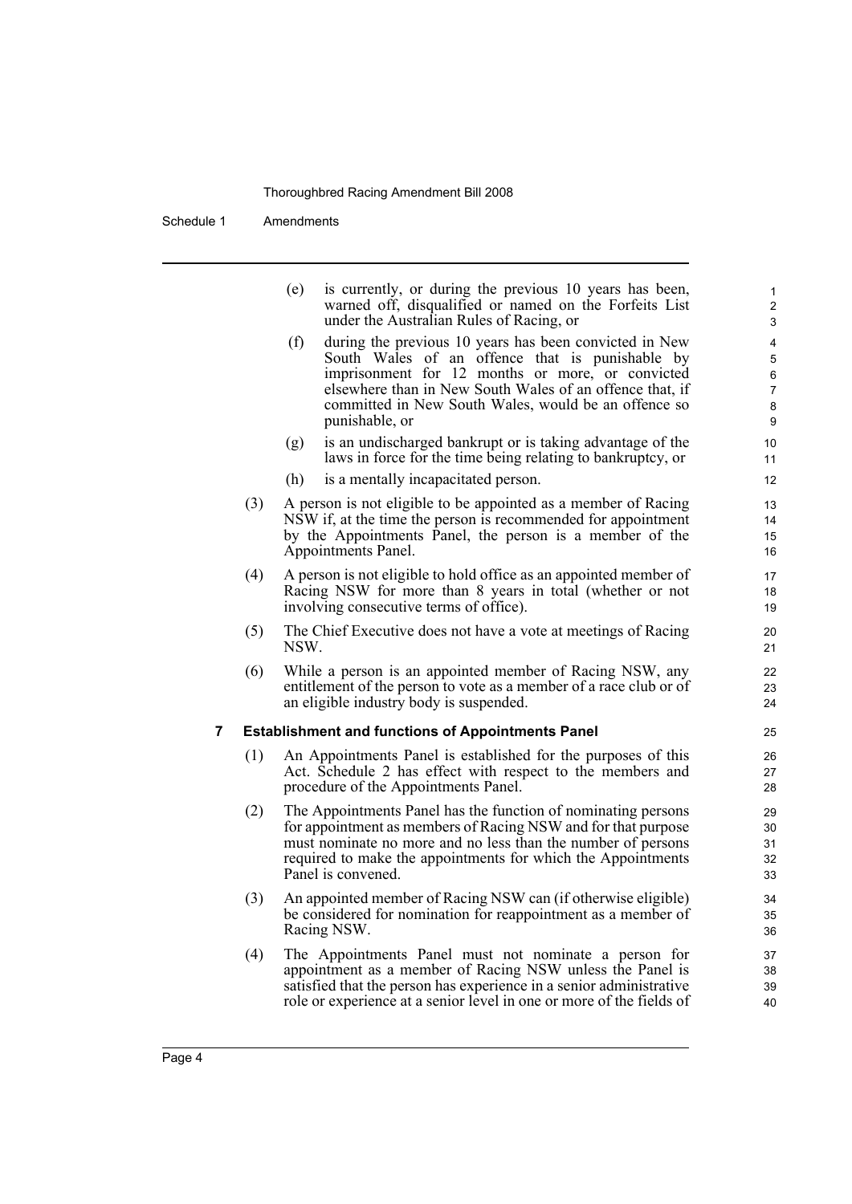(e) is currently, or during the previous 10 years has been, warned off, disqualified or named on the Forfeits List under the Australian Rules of Racing, or

(f) during the previous 10 years has been convicted in New South Wales of an offence that is punishable by imprisonment for 12 months or more, or convicted elsewhere than in New South Wales of an offence that, if committed in New South Wales, would be an offence so punishable, or

(g) is an undischarged bankrupt or is taking advantage of the laws in force for the time being relating to bankruptcy, or

(h) is a mentally incapacitated person.

(3) A person is not eligible to be appointed as a member of Racing NSW if, at the time the person is recommended for appointment by the Appointments Panel, the person is a member of the Appointments Panel.

(4) A person is not eligible to hold office as an appointed member of Racing NSW for more than 8 years in total (whether or not involving consecutive terms of office).

(5) The Chief Executive does not have a vote at meetings of Racing NSW.

(6) While a person is an appointed member of Racing NSW, any entitlement of the person to vote as a member of a race club or of an eligible industry body is suspended.

**7 Establishment and functions of Appointments Panel**

(1) An Appointments Panel is established for the purposes of this Act. Schedule 2 has effect with respect to the members and procedure of the Appointments Panel.

(2) The Appointments Panel has the function of nominating persons for appointment as members of Racing NSW and for that purpose must nominate no more and no less than the number of persons required to make the appointments for which the Appointments Panel is convened.

(3) An appointed member of Racing NSW can (if otherwise eligible) be considered for nomination for reappointment as a member of Racing NSW.

(4) The Appointments Panel must not nominate a person for appointment as a member of Racing NSW unless the Panel is satisfied that the person has experience in a senior administrative role or experience at a senior level in one or more of the fields of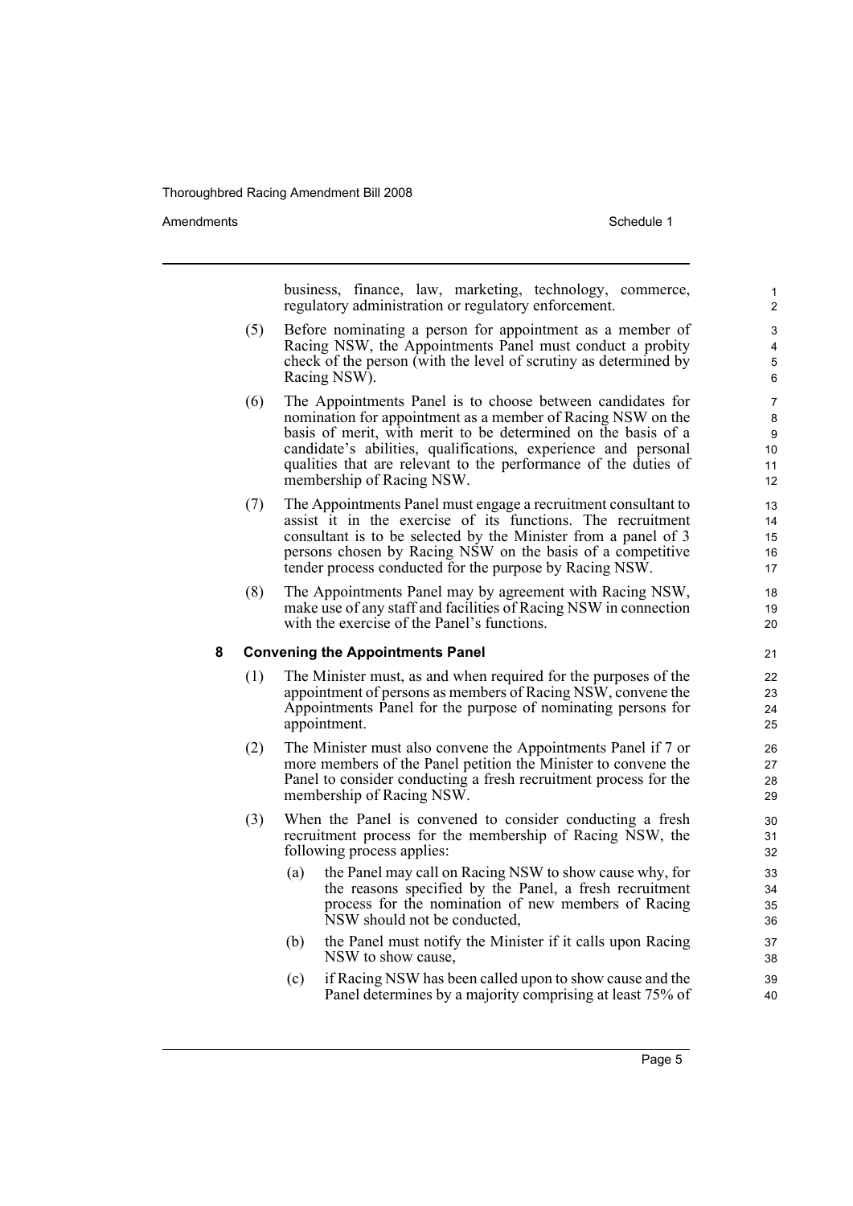business, finance, law, marketing, technology, commerce, regulatory administration or regulatory enforcement.

(5) Before nominating a person for appointment as a member of Racing NSW, the Appointments Panel must conduct a probity check of the person (with the level of scrutiny as determined by Racing NSW).

(6) The Appointments Panel is to choose between candidates for nomination for appointment as a member of Racing NSW on the basis of merit, with merit to be determined on the basis of a candidate's abilities, qualifications, experience and personal qualities that are relevant to the performance of the duties of membership of Racing NSW.

(7) The Appointments Panel must engage a recruitment consultant to assist it in the exercise of its functions. The recruitment consultant is to be selected by the Minister from a panel of 3 persons chosen by Racing NSW on the basis of a competitive tender process conducted for the purpose by Racing NSW.

(8) The Appointments Panel may by agreement with Racing NSW, make use of any staff and facilities of Racing NSW in connection with the exercise of the Panel's functions.

**8 Convening the Appointments Panel**

(1) The Minister must, as and when required for the purposes of the appointment of persons as members of Racing NSW, convene the Appointments Panel for the purpose of nominating persons for appointment.

(2) The Minister must also convene the Appointments Panel if 7 or more members of the Panel petition the Minister to convene the Panel to consider conducting a fresh recruitment process for the membership of Racing NSW.

(3) When the Panel is convened to consider conducting a fresh recruitment process for the membership of Racing NSW, the following process applies:

(a) the Panel may call on Racing NSW to show cause why, for the reasons specified by the Panel, a fresh recruitment process for the nomination of new members of Racing NSW should not be conducted,

(b) the Panel must notify the Minister if it calls upon Racing NSW to show cause,

(c) if Racing NSW has been called upon to show cause and the Panel determines by a majority comprising at least 75% of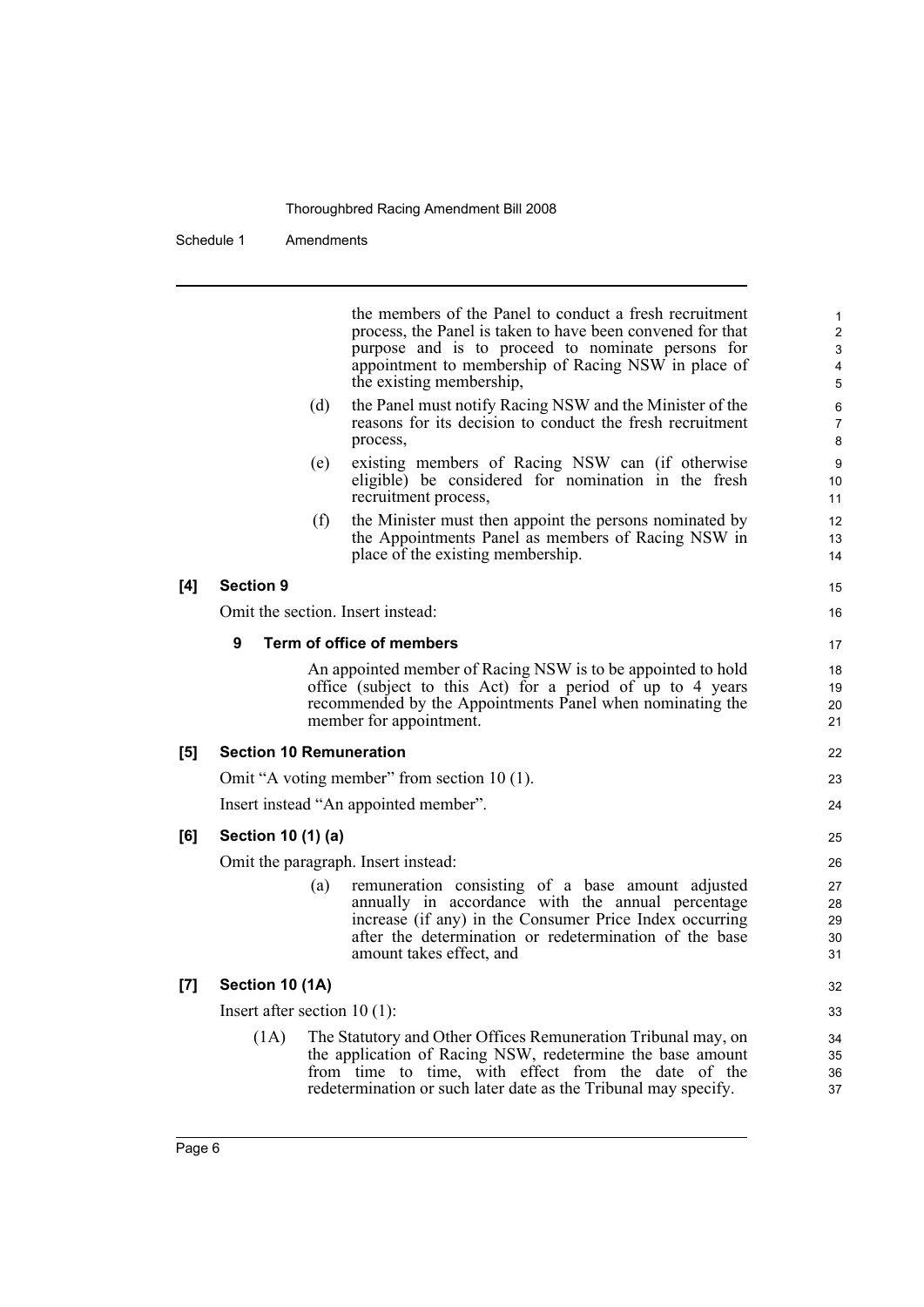the members of the Panel to conduct a fresh recruitment process, the Panel is taken to have been convened for that purpose and is to proceed to nominate persons for appointment to membership of Racing NSW in place of the existing membership,

(d) the Panel must notify Racing NSW and the Minister of the reasons for its decision to conduct the fresh recruitment process,

(e) existing members of Racing NSW can (if otherwise eligible) be considered for nomination in the fresh recruitment process,

(f) the Minister must then appoint the persons nominated by the Appointments Panel as members of Racing NSW in place of the existing membership.

**[4] Section 9**

Omit the section. Insert instead:

**9 Term of office of members**

An appointed member of Racing NSW is to be appointed to hold office (subject to this Act) for a period of up to 4 years recommended by the Appointments Panel when nominating the member for appointment.

**[5] Section 10 Remuneration**

Omit "A voting member" from section 10 (1).

Insert instead "An appointed member".

**[6] Section 10 (1) (a)**

Omit the paragraph. Insert instead:

(a) remuneration consisting of a base amount adjusted annually in accordance with the annual percentage increase (if any) in the Consumer Price Index occurring after the determination or redetermination of the base amount takes effect, and

**[7] Section 10 (1A)**

Insert after section 10 (1):

(1A) The Statutory and Other Offices Remuneration Tribunal may, on the application of Racing NSW, redetermine the base amount from time to time, with effect from the date of the redetermination or such later date as the Tribunal may specify.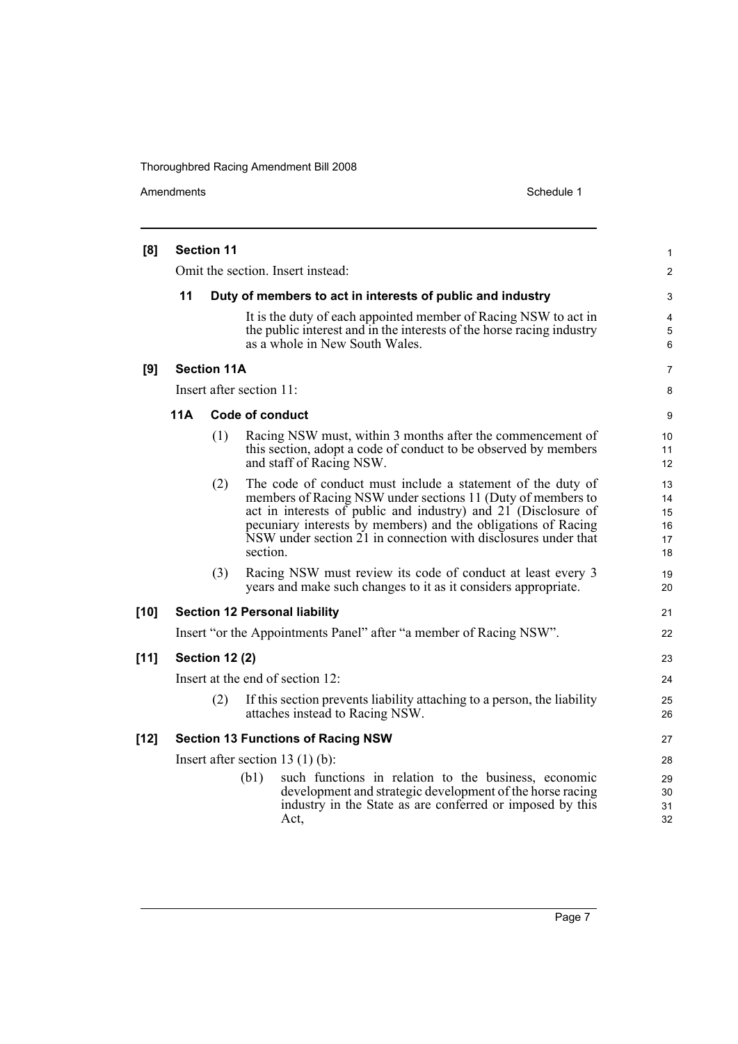**[8] Section 11**

Omit the section. Insert instead:

**11 Duty of members to act in interests of public and industry**

It is the duty of each appointed member of Racing NSW to act in the public interest and in the interests of the horse racing industry as a whole in New South Wales.

**[9] Section 11A**

Insert after section 11:

**11A Code of conduct**

(1) Racing NSW must, within 3 months after the commencement of this section, adopt a code of conduct to be observed by members and staff of Racing NSW.

(2) The code of conduct must include a statement of the duty of members of Racing NSW under sections 11 (Duty of members to act in interests of public and industry) and 21 (Disclosure of pecuniary interests by members) and the obligations of Racing NSW under section 21 in connection with disclosures under that section.

(3) Racing NSW must review its code of conduct at least every 3 years and make such changes to it as it considers appropriate.

**[10] Section 12 Personal liability**

Insert "or the Appointments Panel" after "a member of Racing NSW".

**[11] Section 12 (2)**

Insert at the end of section 12:

(2) If this section prevents liability attaching to a person, the liability attaches instead to Racing NSW.

**[12] Section 13 Functions of Racing NSW**

Insert after section 13 (1) (b):

(b1) such functions in relation to the business, economic development and strategic development of the horse racing industry in the State as are conferred or imposed by this Act,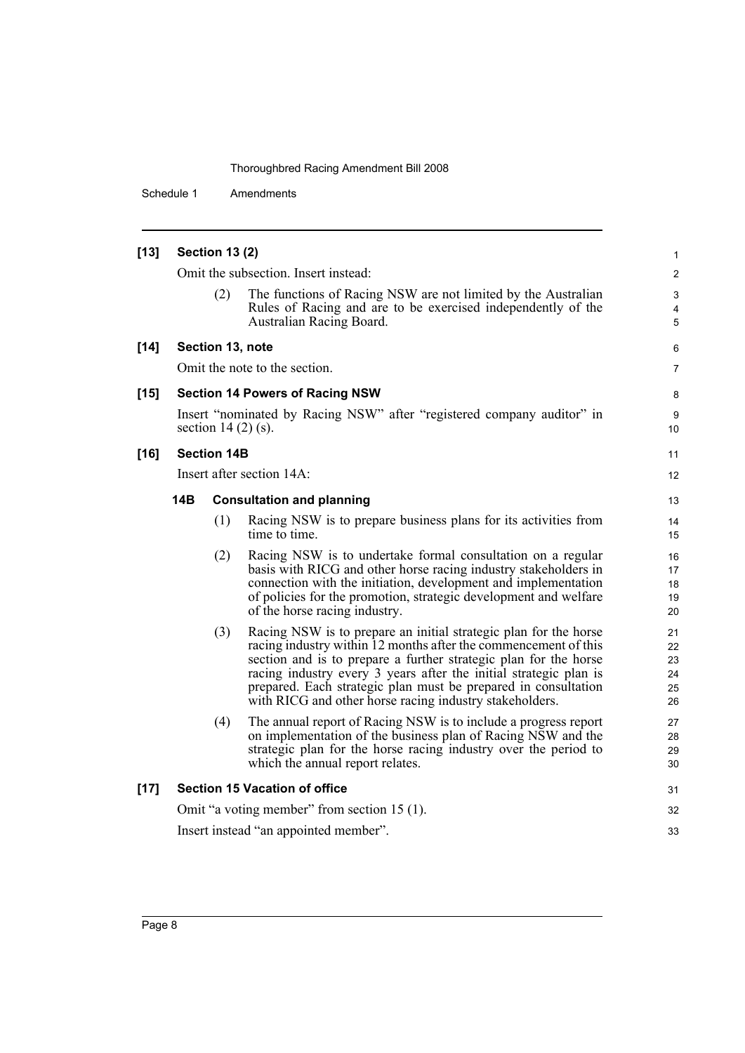**[13] Section 13 (2)**

Omit the subsection. Insert instead:

(2) The functions of Racing NSW are not limited by the Australian Rules of Racing and are to be exercised independently of the Australian Racing Board.

**[14] Section 13, note**

Omit the note to the section.

**[15] Section 14 Powers of Racing NSW**

Insert "nominated by Racing NSW" after "registered company auditor" in section 14 (2) (s).

**[16] Section 14B**

Insert after section 14A:

**14B Consultation and planning**

(1) Racing NSW is to prepare business plans for its activities from time to time.

(2) Racing NSW is to undertake formal consultation on a regular basis with RICG and other horse racing industry stakeholders in connection with the initiation, development and implementation of policies for the promotion, strategic development and welfare of the horse racing industry.

(3) Racing NSW is to prepare an initial strategic plan for the horse racing industry within 12 months after the commencement of this section and is to prepare a further strategic plan for the horse racing industry every 3 years after the initial strategic plan is prepared. Each strategic plan must be prepared in consultation with RICG and other horse racing industry stakeholders.

(4) The annual report of Racing NSW is to include a progress report on implementation of the business plan of Racing NSW and the strategic plan for the horse racing industry over the period to which the annual report relates.

**[17] Section 15 Vacation of office**

Omit "a voting member" from section 15 (1).

Insert instead "an appointed member".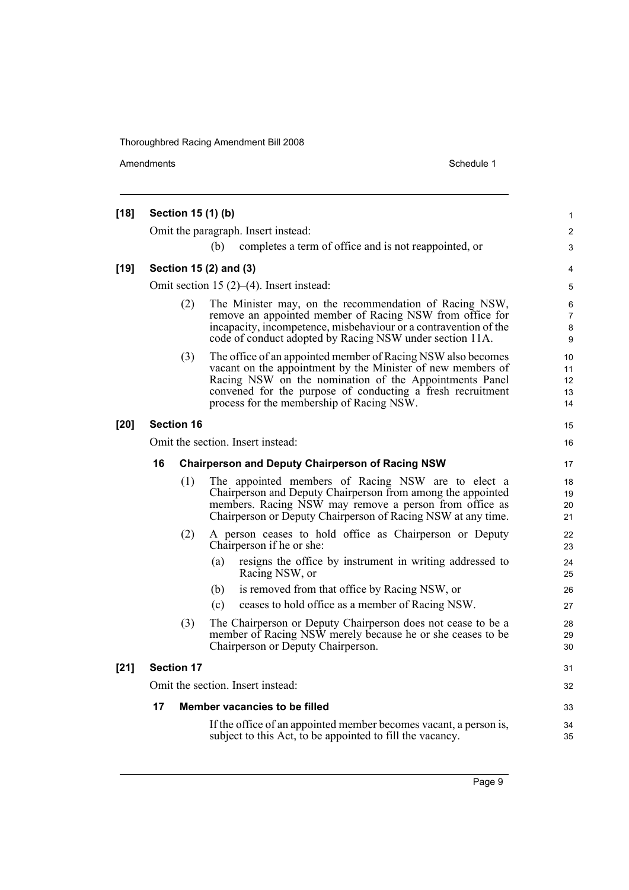**[18] Section 15 (1) (b)**

Omit the paragraph. Insert instead:

(b) completes a term of office and is not reappointed, or

**[19] Section 15 (2) and (3)**

Omit section 15 (2)–(4). Insert instead:

(2) The Minister may, on the recommendation of Racing NSW, remove an appointed member of Racing NSW from office for incapacity, incompetence, misbehaviour or a contravention of the code of conduct adopted by Racing NSW under section 11A.

(3) The office of an appointed member of Racing NSW also becomes vacant on the appointment by the Minister of new members of Racing NSW on the nomination of the Appointments Panel convened for the purpose of conducting a fresh recruitment process for the membership of Racing NSW.

**[20] Section 16**

Omit the section. Insert instead:

**16 Chairperson and Deputy Chairperson of Racing NSW**

(1) The appointed members of Racing NSW are to elect a Chairperson and Deputy Chairperson from among the appointed members. Racing NSW may remove a person from office as Chairperson or Deputy Chairperson of Racing NSW at any time.

(2) A person ceases to hold office as Chairperson or Deputy Chairperson if he or she:

(a) resigns the office by instrument in writing addressed to Racing NSW, or

(b) is removed from that office by Racing NSW, or

(c) ceases to hold office as a member of Racing NSW.

(3) The Chairperson or Deputy Chairperson does not cease to be a member of Racing NSW merely because he or she ceases to be Chairperson or Deputy Chairperson.

**[21] Section 17**

Omit the section. Insert instead:

**17 Member vacancies to be filled**

If the office of an appointed member becomes vacant, a person is, subject to this Act, to be appointed to fill the vacancy.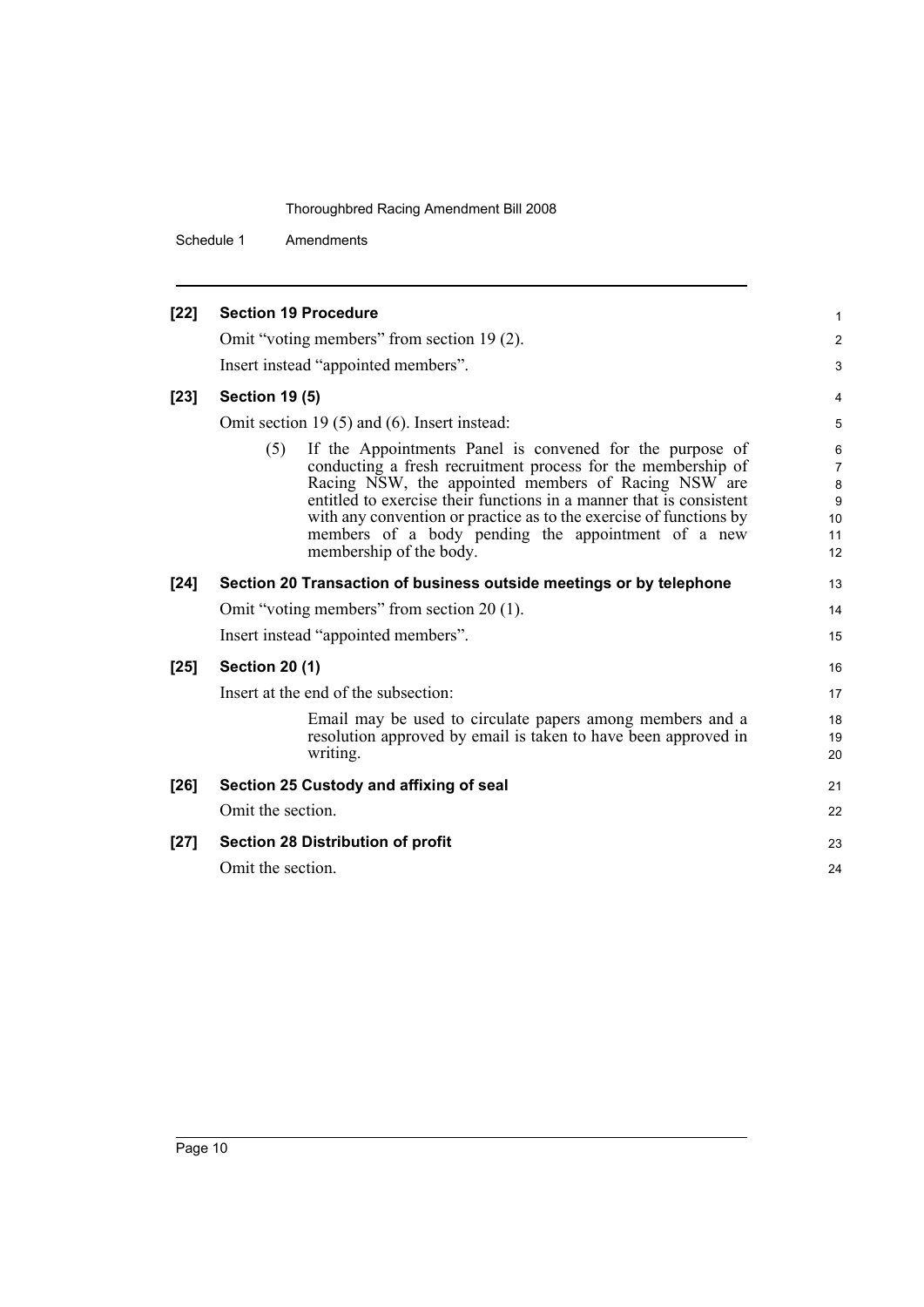**[22] Section 19 Procedure**

Omit "voting members" from section 19 (2).

Insert instead "appointed members".

**[23] Section 19 (5)**

Omit section 19 (5) and (6). Insert instead:

> (5) If the Appointments Panel is convened for the purpose of conducting a fresh recruitment process for the membership of Racing NSW, the appointed members of Racing NSW are entitled to exercise their functions in a manner that is consistent with any convention or practice as to the exercise of functions by members of a body pending the appointment of a new membership of the body.

**[24] Section 20 Transaction of business outside meetings or by telephone**

Omit "voting members" from section 20 (1).

Insert instead "appointed members".

**[25] Section 20 (1)**

Insert at the end of the subsection:

> Email may be used to circulate papers among members and a resolution approved by email is taken to have been approved in writing.

**[26] Section 25 Custody and affixing of seal**

Omit the section.

**[27] Section 28 Distribution of profit**

Omit the section.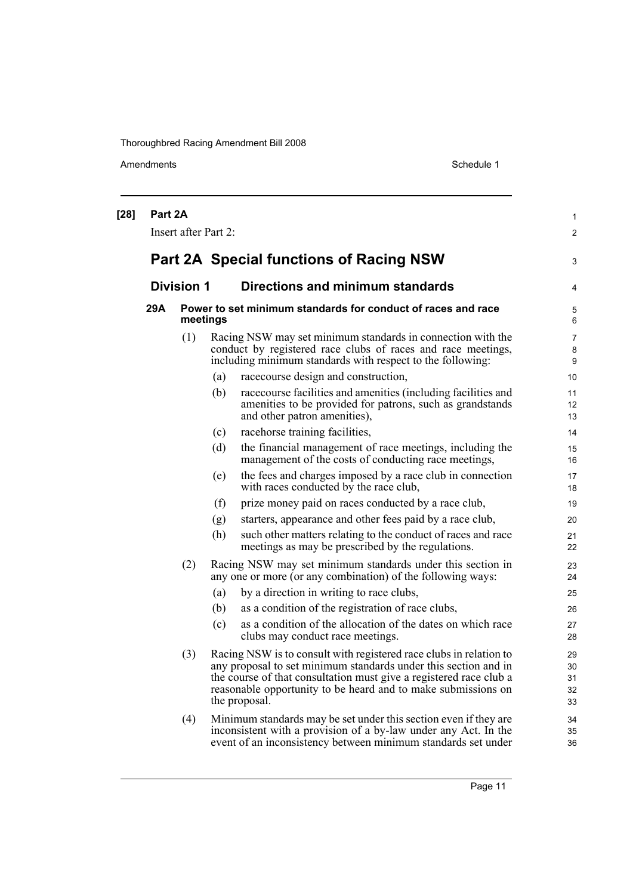**[28] Part 2A**

Insert after Part 2:

## Part 2A Special functions of Racing NSW

### Division 1 Directions and minimum standards

**29A Power to set minimum standards for conduct of races and race meetings**

(1) Racing NSW may set minimum standards in connection with the conduct by registered race clubs of races and race meetings, including minimum standards with respect to the following:

(a) racecourse design and construction,

(b) racecourse facilities and amenities (including facilities and amenities to be provided for patrons, such as grandstands and other patron amenities),

(c) racehorse training facilities,

(d) the financial management of race meetings, including the management of the costs of conducting race meetings,

(e) the fees and charges imposed by a race club in connection with races conducted by the race club,

(f) prize money paid on races conducted by a race club,

(g) starters, appearance and other fees paid by a race club,

(h) such other matters relating to the conduct of races and race meetings as may be prescribed by the regulations.

(2) Racing NSW may set minimum standards under this section in any one or more (or any combination) of the following ways:

(a) by a direction in writing to race clubs,

(b) as a condition of the registration of race clubs,

(c) as a condition of the allocation of the dates on which race clubs may conduct race meetings.

(3) Racing NSW is to consult with registered race clubs in relation to any proposal to set minimum standards under this section and in the course of that consultation must give a registered race club a reasonable opportunity to be heard and to make submissions on the proposal.

(4) Minimum standards may be set under this section even if they are inconsistent with a provision of a by-law under any Act. In the event of an inconsistency between minimum standards set under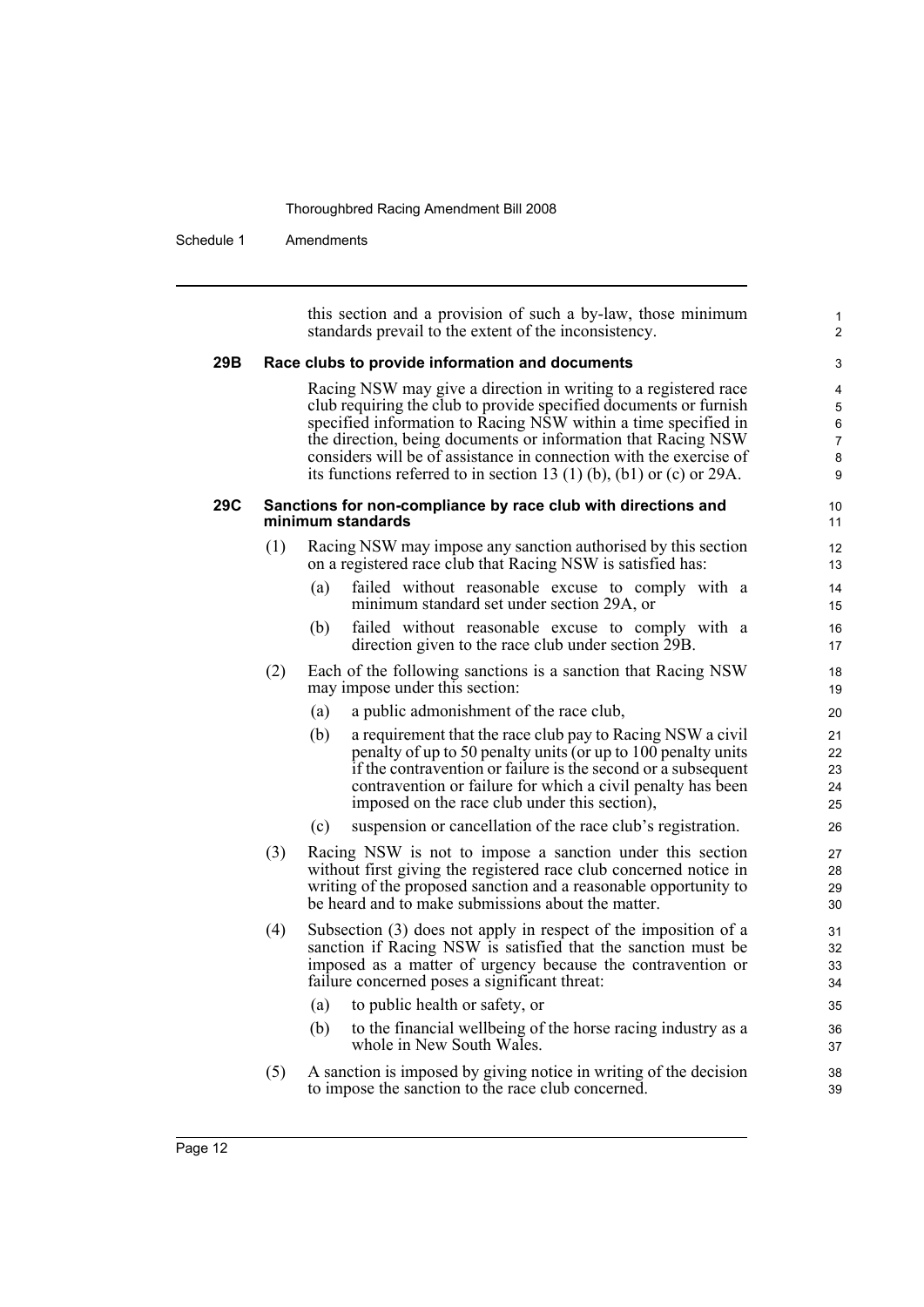this section and a provision of such a by-law, those minimum standards prevail to the extent of the inconsistency.

### 29B Race clubs to provide information and documents

Racing NSW may give a direction in writing to a registered race club requiring the club to provide specified documents or furnish specified information to Racing NSW within a time specified in the direction, being documents or information that Racing NSW considers will be of assistance in connection with the exercise of its functions referred to in section 13 (1) (b), (b1) or (c) or 29A.

### 29C Sanctions for non-compliance by race club with directions and minimum standards

(1) Racing NSW may impose any sanction authorised by this section on a registered race club that Racing NSW is satisfied has:

- (a) failed without reasonable excuse to comply with a minimum standard set under section 29A, or
- (b) failed without reasonable excuse to comply with a direction given to the race club under section 29B.

(2) Each of the following sanctions is a sanction that Racing NSW may impose under this section:

- (a) a public admonishment of the race club,
- (b) a requirement that the race club pay to Racing NSW a civil penalty of up to 50 penalty units (or up to 100 penalty units if the contravention or failure is the second or a subsequent contravention or failure for which a civil penalty has been imposed on the race club under this section),
- (c) suspension or cancellation of the race club's registration.

(3) Racing NSW is not to impose a sanction under this section without first giving the registered race club concerned notice in writing of the proposed sanction and a reasonable opportunity to be heard and to make submissions about the matter.

(4) Subsection (3) does not apply in respect of the imposition of a sanction if Racing NSW is satisfied that the sanction must be imposed as a matter of urgency because the contravention or failure concerned poses a significant threat:

- (a) to public health or safety, or
- (b) to the financial wellbeing of the horse racing industry as a whole in New South Wales.

(5) A sanction is imposed by giving notice in writing of the decision to impose the sanction to the race club concerned.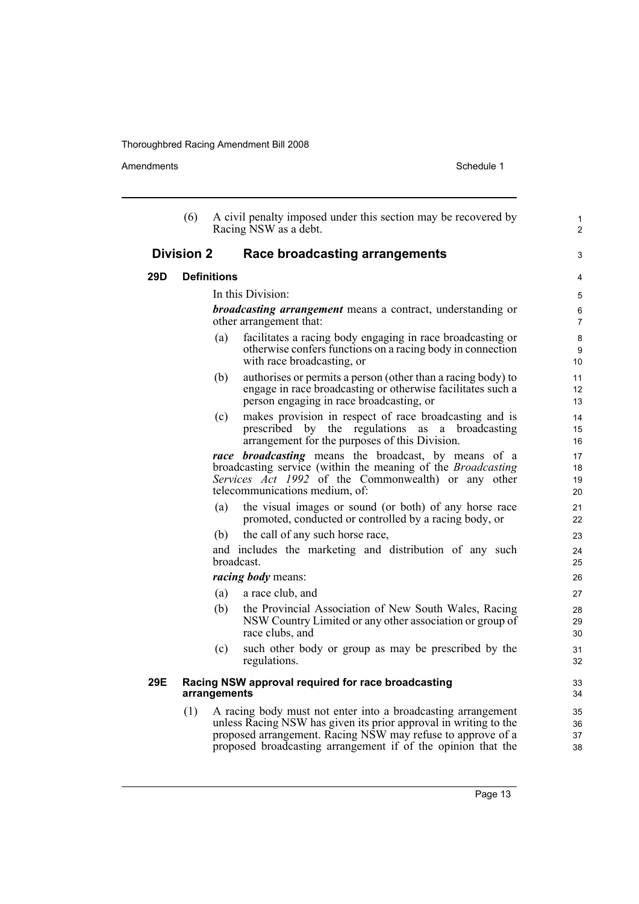(6) A civil penalty imposed under this section may be recovered by Racing NSW as a debt.

## Division 2 Race broadcasting arrangements

### 29D Definitions

In this Division:

***broadcasting arrangement*** means a contract, understanding or other arrangement that:

(a) facilitates a racing body engaging in race broadcasting or otherwise confers functions on a racing body in connection with race broadcasting, or

(b) authorises or permits a person (other than a racing body) to engage in race broadcasting or otherwise facilitates such a person engaging in race broadcasting, or

(c) makes provision in respect of race broadcasting and is prescribed by the regulations as a broadcasting arrangement for the purposes of this Division.

***race broadcasting*** means the broadcast, by means of a broadcasting service (within the meaning of the *Broadcasting Services Act 1992* of the Commonwealth) or any other telecommunications medium, of:

(a) the visual images or sound (or both) of any horse race promoted, conducted or controlled by a racing body, or

(b) the call of any such horse race,

and includes the marketing and distribution of any such broadcast.

***racing body*** means:

(a) a race club, and

(b) the Provincial Association of New South Wales, Racing NSW Country Limited or any other association or group of race clubs, and

(c) such other body or group as may be prescribed by the regulations.

### 29E Racing NSW approval required for race broadcasting arrangements

(1) A racing body must not enter into a broadcasting arrangement unless Racing NSW has given its prior approval in writing to the proposed arrangement. Racing NSW may refuse to approve of a proposed broadcasting arrangement if of the opinion that the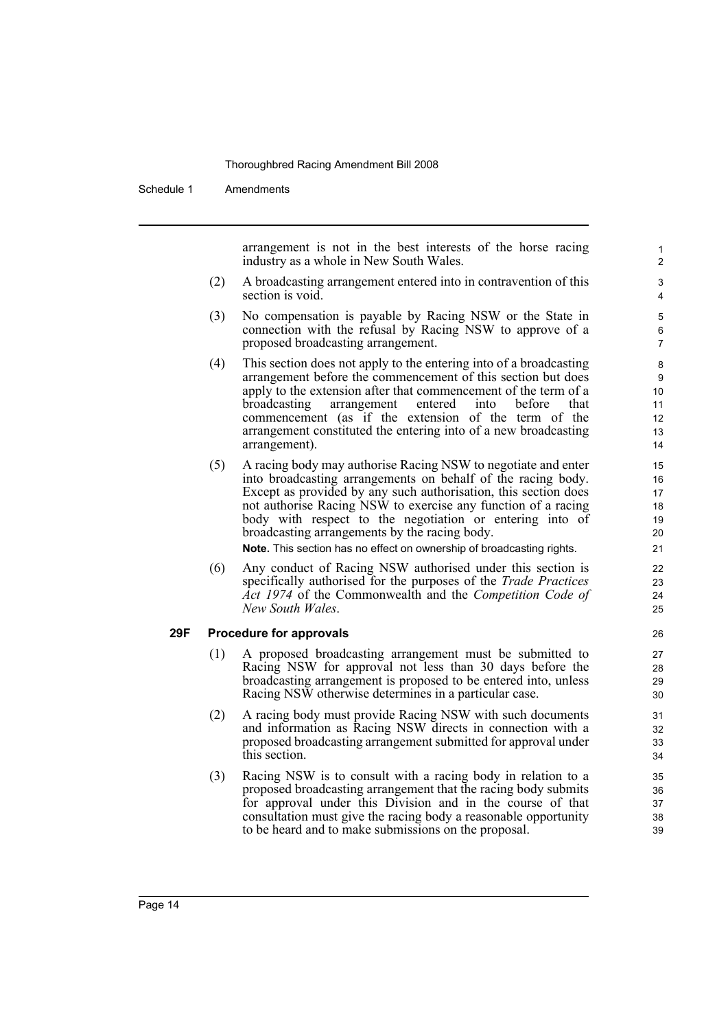arrangement is not in the best interests of the horse racing industry as a whole in New South Wales.

(2) A broadcasting arrangement entered into in contravention of this section is void.

(3) No compensation is payable by Racing NSW or the State in connection with the refusal by Racing NSW to approve of a proposed broadcasting arrangement.

(4) This section does not apply to the entering into of a broadcasting arrangement before the commencement of this section but does apply to the extension after that commencement of the term of a broadcasting arrangement entered into before that commencement (as if the extension of the term of the arrangement constituted the entering into of a new broadcasting arrangement).

(5) A racing body may authorise Racing NSW to negotiate and enter into broadcasting arrangements on behalf of the racing body. Except as provided by any such authorisation, this section does not authorise Racing NSW to exercise any function of a racing body with respect to the negotiation or entering into of broadcasting arrangements by the racing body.

**Note.** This section has no effect on ownership of broadcasting rights.

(6) Any conduct of Racing NSW authorised under this section is specifically authorised for the purposes of the *Trade Practices Act 1974* of the Commonwealth and the *Competition Code of New South Wales*.

### 29F Procedure for approvals

(1) A proposed broadcasting arrangement must be submitted to Racing NSW for approval not less than 30 days before the broadcasting arrangement is proposed to be entered into, unless Racing NSW otherwise determines in a particular case.

(2) A racing body must provide Racing NSW with such documents and information as Racing NSW directs in connection with a proposed broadcasting arrangement submitted for approval under this section.

(3) Racing NSW is to consult with a racing body in relation to a proposed broadcasting arrangement that the racing body submits for approval under this Division and in the course of that consultation must give the racing body a reasonable opportunity to be heard and to make submissions on the proposal.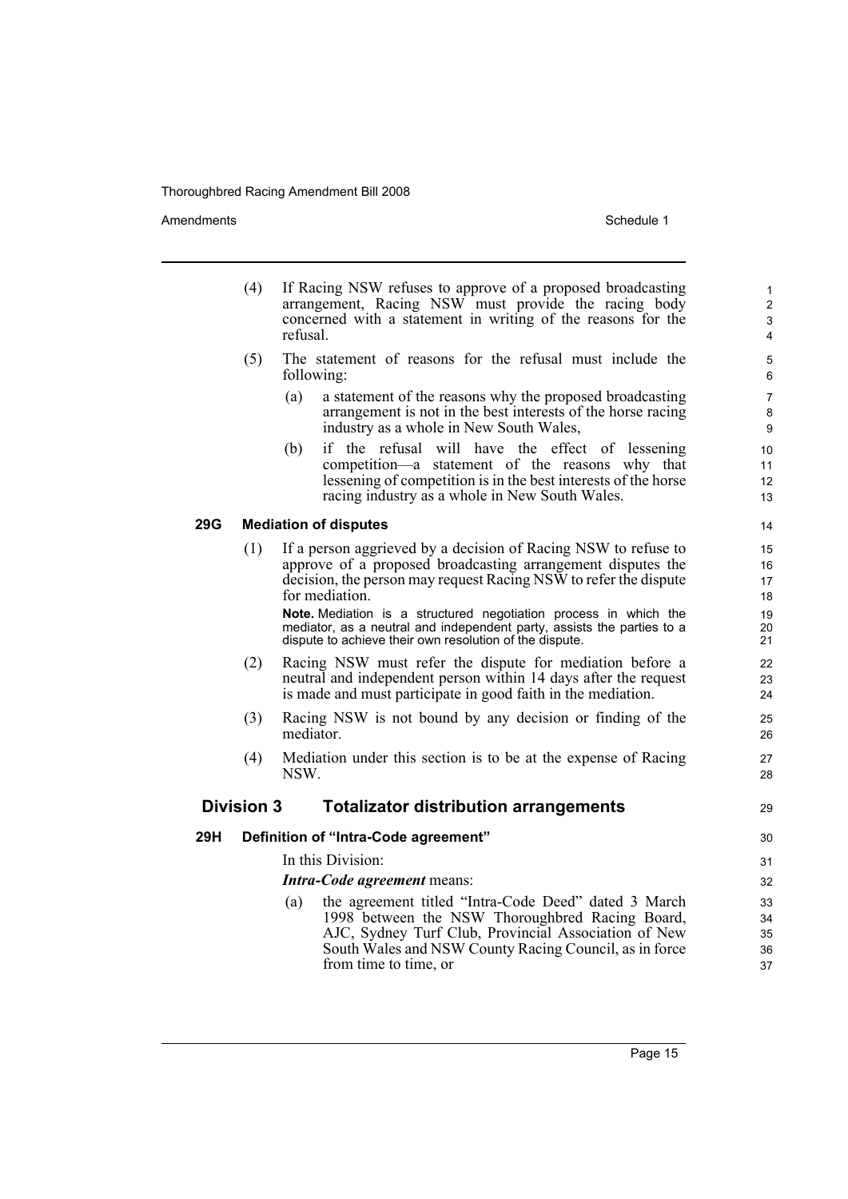(4) If Racing NSW refuses to approve of a proposed broadcasting arrangement, Racing NSW must provide the racing body concerned with a statement in writing of the reasons for the refusal.

(5) The statement of reasons for the refusal must include the following:

- (a) a statement of the reasons why the proposed broadcasting arrangement is not in the best interests of the horse racing industry as a whole in New South Wales,
- (b) if the refusal will have the effect of lessening competition—a statement of the reasons why that lessening of competition is in the best interests of the horse racing industry as a whole in New South Wales.

### 29G Mediation of disputes

(1) If a person aggrieved by a decision of Racing NSW to refuse to approve of a proposed broadcasting arrangement disputes the decision, the person may request Racing NSW to refer the dispute for mediation.

**Note.** Mediation is a structured negotiation process in which the mediator, as a neutral and independent party, assists the parties to a dispute to achieve their own resolution of the dispute.

(2) Racing NSW must refer the dispute for mediation before a neutral and independent person within 14 days after the request is made and must participate in good faith in the mediation.

(3) Racing NSW is not bound by any decision or finding of the mediator.

(4) Mediation under this section is to be at the expense of Racing NSW.

## Division 3 Totalizator distribution arrangements

### 29H Definition of "Intra-Code agreement"

In this Division:

***Intra-Code agreement*** means:

- (a) the agreement titled "Intra-Code Deed" dated 3 March 1998 between the NSW Thoroughbred Racing Board, AJC, Sydney Turf Club, Provincial Association of New South Wales and NSW County Racing Council, as in force from time to time, or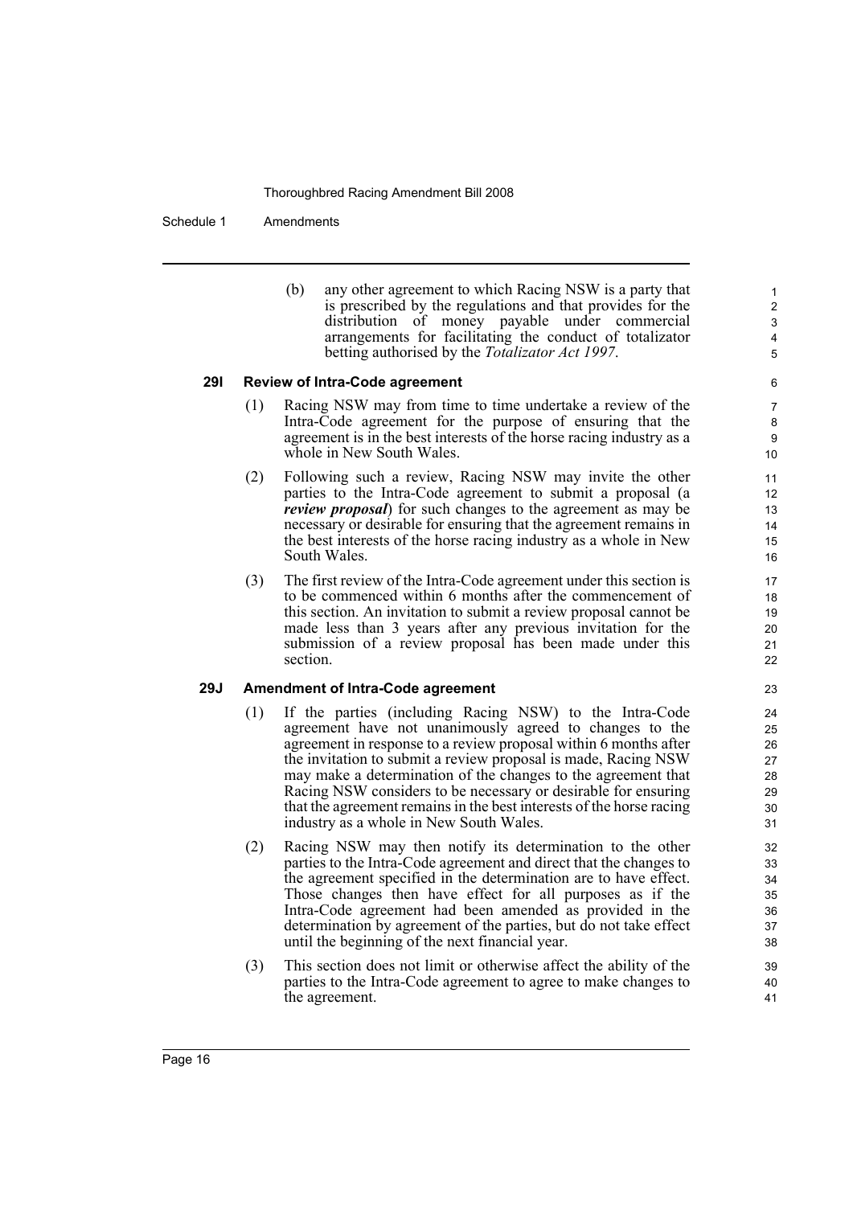(b) any other agreement to which Racing NSW is a party that is prescribed by the regulations and that provides for the distribution of money payable under commercial arrangements for facilitating the conduct of totalizator betting authorised by the *Totalizator Act 1997*.

**29I Review of Intra-Code agreement**

(1) Racing NSW may from time to time undertake a review of the Intra-Code agreement for the purpose of ensuring that the agreement is in the best interests of the horse racing industry as a whole in New South Wales.

(2) Following such a review, Racing NSW may invite the other parties to the Intra-Code agreement to submit a proposal (a ***review proposal***) for such changes to the agreement as may be necessary or desirable for ensuring that the agreement remains in the best interests of the horse racing industry as a whole in New South Wales.

(3) The first review of the Intra-Code agreement under this section is to be commenced within 6 months after the commencement of this section. An invitation to submit a review proposal cannot be made less than 3 years after any previous invitation for the submission of a review proposal has been made under this section.

**29J Amendment of Intra-Code agreement**

(1) If the parties (including Racing NSW) to the Intra-Code agreement have not unanimously agreed to changes to the agreement in response to a review proposal within 6 months after the invitation to submit a review proposal is made, Racing NSW may make a determination of the changes to the agreement that Racing NSW considers to be necessary or desirable for ensuring that the agreement remains in the best interests of the horse racing industry as a whole in New South Wales.

(2) Racing NSW may then notify its determination to the other parties to the Intra-Code agreement and direct that the changes to the agreement specified in the determination are to have effect. Those changes then have effect for all purposes as if the Intra-Code agreement had been amended as provided in the determination by agreement of the parties, but do not take effect until the beginning of the next financial year.

(3) This section does not limit or otherwise affect the ability of the parties to the Intra-Code agreement to agree to make changes to the agreement.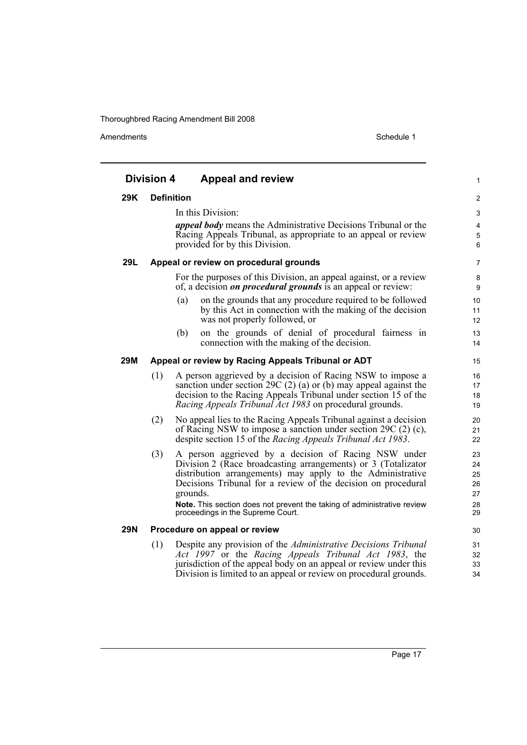## Division 4 Appeal and review

### 29K Definition

In this Division:

***appeal body*** means the Administrative Decisions Tribunal or the Racing Appeals Tribunal, as appropriate to an appeal or review provided for by this Division.

### 29L Appeal or review on procedural grounds

For the purposes of this Division, an appeal against, or a review of, a decision ***on procedural grounds*** is an appeal or review:

(a) on the grounds that any procedure required to be followed by this Act in connection with the making of the decision was not properly followed, or

(b) on the grounds of denial of procedural fairness in connection with the making of the decision.

### 29M Appeal or review by Racing Appeals Tribunal or ADT

(1) A person aggrieved by a decision of Racing NSW to impose a sanction under section 29C (2) (a) or (b) may appeal against the decision to the Racing Appeals Tribunal under section 15 of the *Racing Appeals Tribunal Act 1983* on procedural grounds.

(2) No appeal lies to the Racing Appeals Tribunal against a decision of Racing NSW to impose a sanction under section 29C (2) (c), despite section 15 of the *Racing Appeals Tribunal Act 1983*.

(3) A person aggrieved by a decision of Racing NSW under Division 2 (Race broadcasting arrangements) or 3 (Totalizator distribution arrangements) may apply to the Administrative Decisions Tribunal for a review of the decision on procedural grounds.

**Note.** This section does not prevent the taking of administrative review proceedings in the Supreme Court.

### 29N Procedure on appeal or review

(1) Despite any provision of the *Administrative Decisions Tribunal Act 1997* or the *Racing Appeals Tribunal Act 1983*, the jurisdiction of the appeal body on an appeal or review under this Division is limited to an appeal or review on procedural grounds.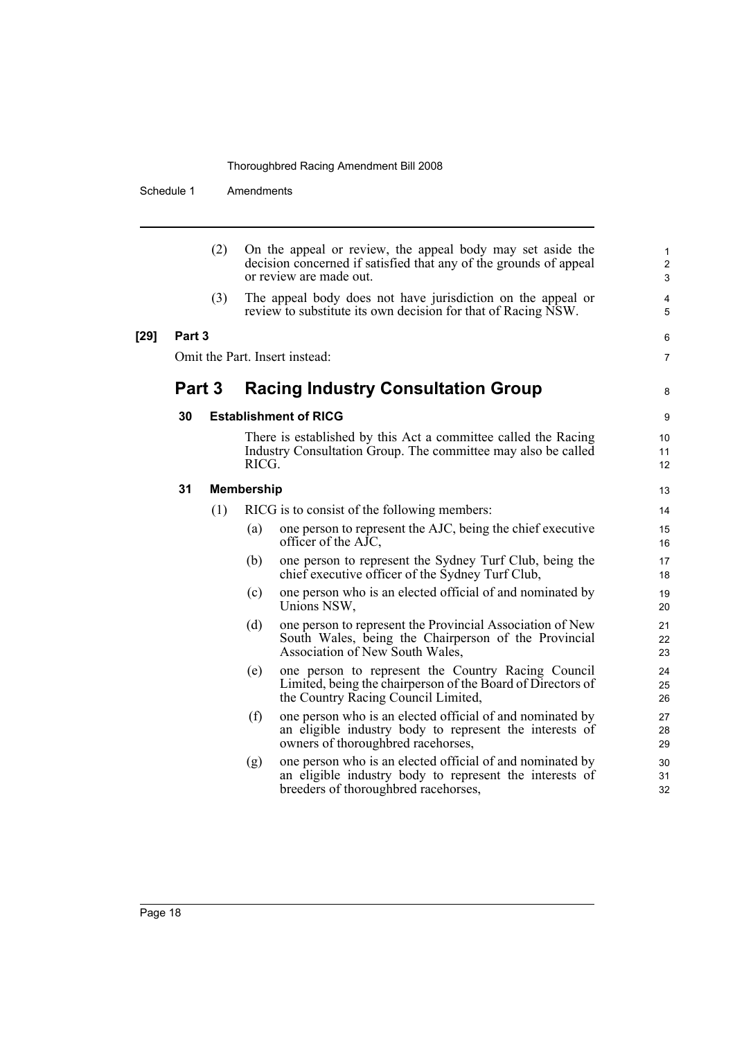(2) On the appeal or review, the appeal body may set aside the decision concerned if satisfied that any of the grounds of appeal or review are made out.

(3) The appeal body does not have jurisdiction on the appeal or review to substitute its own decision for that of Racing NSW.

**[29] Part 3**

Omit the Part. Insert instead:

## Part 3 Racing Industry Consultation Group

### 30 Establishment of RICG

There is established by this Act a committee called the Racing Industry Consultation Group. The committee may also be called RICG.

### 31 Membership

(1) RICG is to consist of the following members:

(a) one person to represent the AJC, being the chief executive officer of the AJC,

(b) one person to represent the Sydney Turf Club, being the chief executive officer of the Sydney Turf Club,

(c) one person who is an elected official of and nominated by Unions NSW,

(d) one person to represent the Provincial Association of New South Wales, being the Chairperson of the Provincial Association of New South Wales,

(e) one person to represent the Country Racing Council Limited, being the chairperson of the Board of Directors of the Country Racing Council Limited,

(f) one person who is an elected official of and nominated by an eligible industry body to represent the interests of owners of thoroughbred racehorses,

(g) one person who is an elected official of and nominated by an eligible industry body to represent the interests of breeders of thoroughbred racehorses,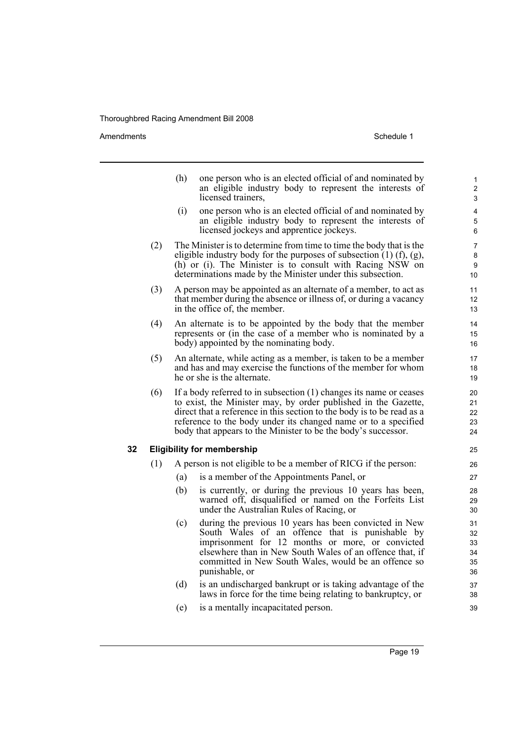(h) one person who is an elected official of and nominated by an eligible industry body to represent the interests of licensed trainers,

(i) one person who is an elected official of and nominated by an eligible industry body to represent the interests of licensed jockeys and apprentice jockeys.

(2) The Minister is to determine from time to time the body that is the eligible industry body for the purposes of subsection (1) (f), (g), (h) or (i). The Minister is to consult with Racing NSW on determinations made by the Minister under this subsection.

(3) A person may be appointed as an alternate of a member, to act as that member during the absence or illness of, or during a vacancy in the office of, the member.

(4) An alternate is to be appointed by the body that the member represents or (in the case of a member who is nominated by a body) appointed by the nominating body.

(5) An alternate, while acting as a member, is taken to be a member and has and may exercise the functions of the member for whom he or she is the alternate.

(6) If a body referred to in subsection (1) changes its name or ceases to exist, the Minister may, by order published in the Gazette, direct that a reference in this section to the body is to be read as a reference to the body under its changed name or to a specified body that appears to the Minister to be the body's successor.

### 32 Eligibility for membership

(1) A person is not eligible to be a member of RICG if the person:

(a) is a member of the Appointments Panel, or

(b) is currently, or during the previous 10 years has been, warned off, disqualified or named on the Forfeits List under the Australian Rules of Racing, or

(c) during the previous 10 years has been convicted in New South Wales of an offence that is punishable by imprisonment for 12 months or more, or convicted elsewhere than in New South Wales of an offence that, if committed in New South Wales, would be an offence so punishable, or

(d) is an undischarged bankrupt or is taking advantage of the laws in force for the time being relating to bankruptcy, or

(e) is a mentally incapacitated person.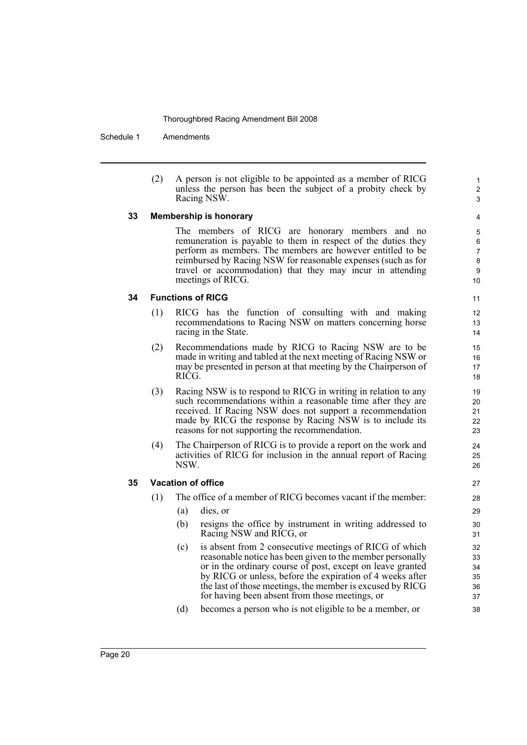(2) A person is not eligible to be appointed as a member of RICG unless the person has been the subject of a probity check by Racing NSW.

### 33 Membership is honorary

The members of RICG are honorary members and no remuneration is payable to them in respect of the duties they perform as members. The members are however entitled to be reimbursed by Racing NSW for reasonable expenses (such as for travel or accommodation) that they may incur in attending meetings of RICG.

### 34 Functions of RICG

(1) RICG has the function of consulting with and making recommendations to Racing NSW on matters concerning horse racing in the State.

(2) Recommendations made by RICG to Racing NSW are to be made in writing and tabled at the next meeting of Racing NSW or may be presented in person at that meeting by the Chairperson of RICG.

(3) Racing NSW is to respond to RICG in writing in relation to any such recommendations within a reasonable time after they are received. If Racing NSW does not support a recommendation made by RICG the response by Racing NSW is to include its reasons for not supporting the recommendation.

(4) The Chairperson of RICG is to provide a report on the work and activities of RICG for inclusion in the annual report of Racing NSW.

### 35 Vacation of office

(1) The office of a member of RICG becomes vacant if the member:

(a) dies, or

(b) resigns the office by instrument in writing addressed to Racing NSW and RICG, or

(c) is absent from 2 consecutive meetings of RICG of which reasonable notice has been given to the member personally or in the ordinary course of post, except on leave granted by RICG or unless, before the expiration of 4 weeks after the last of those meetings, the member is excused by RICG for having been absent from those meetings, or

(d) becomes a person who is not eligible to be a member, or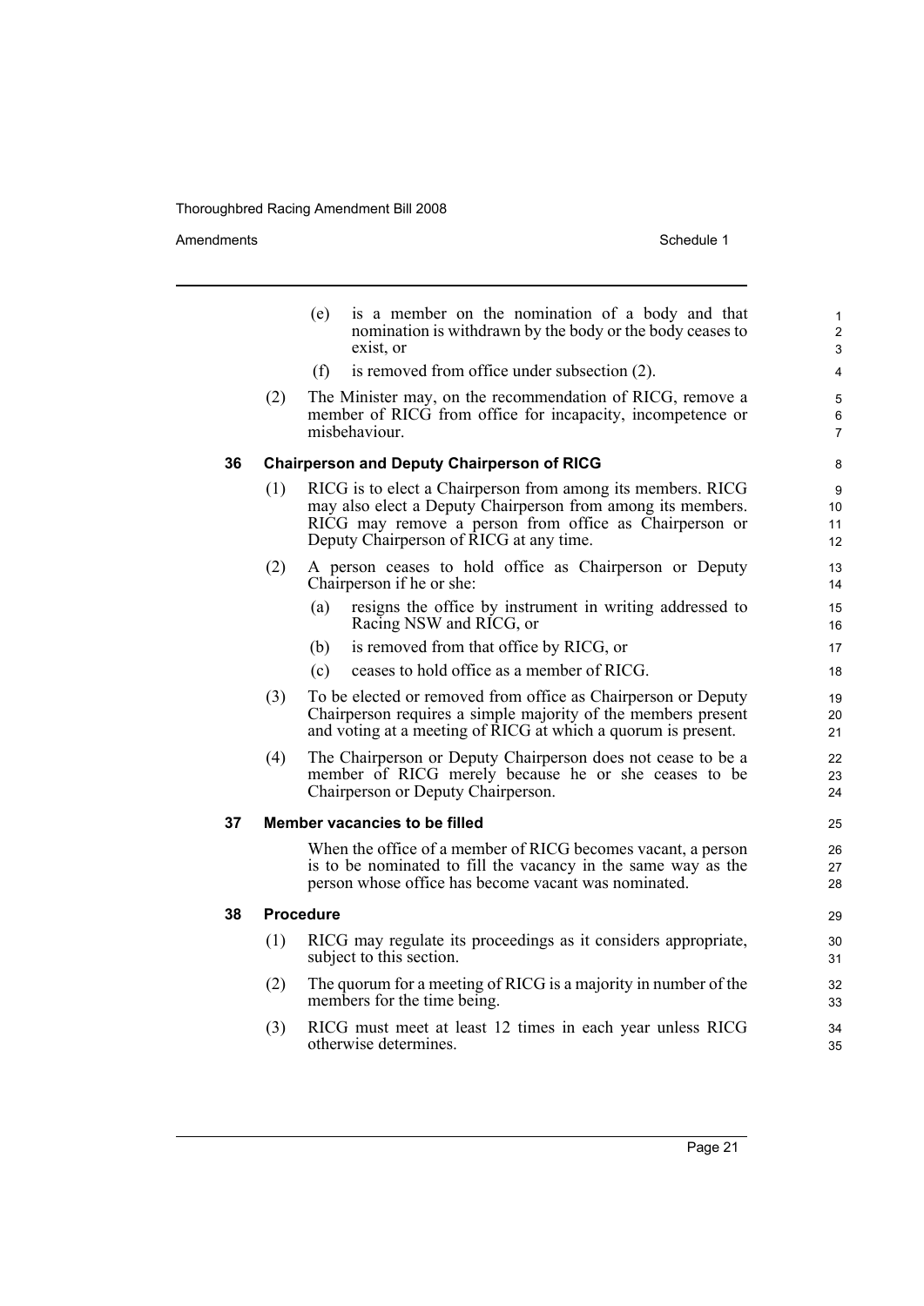(e) is a member on the nomination of a body and that nomination is withdrawn by the body or the body ceases to exist, or

(f) is removed from office under subsection (2).

(2) The Minister may, on the recommendation of RICG, remove a member of RICG from office for incapacity, incompetence or misbehaviour.

### 36 Chairperson and Deputy Chairperson of RICG

(1) RICG is to elect a Chairperson from among its members. RICG may also elect a Deputy Chairperson from among its members. RICG may remove a person from office as Chairperson or Deputy Chairperson of RICG at any time.

(2) A person ceases to hold office as Chairperson or Deputy Chairperson if he or she:

(a) resigns the office by instrument in writing addressed to Racing NSW and RICG, or

(b) is removed from that office by RICG, or

(c) ceases to hold office as a member of RICG.

(3) To be elected or removed from office as Chairperson or Deputy Chairperson requires a simple majority of the members present and voting at a meeting of RICG at which a quorum is present.

(4) The Chairperson or Deputy Chairperson does not cease to be a member of RICG merely because he or she ceases to be Chairperson or Deputy Chairperson.

### 37 Member vacancies to be filled

When the office of a member of RICG becomes vacant, a person is to be nominated to fill the vacancy in the same way as the person whose office has become vacant was nominated.

### 38 Procedure

(1) RICG may regulate its proceedings as it considers appropriate, subject to this section.

(2) The quorum for a meeting of RICG is a majority in number of the members for the time being.

(3) RICG must meet at least 12 times in each year unless RICG otherwise determines.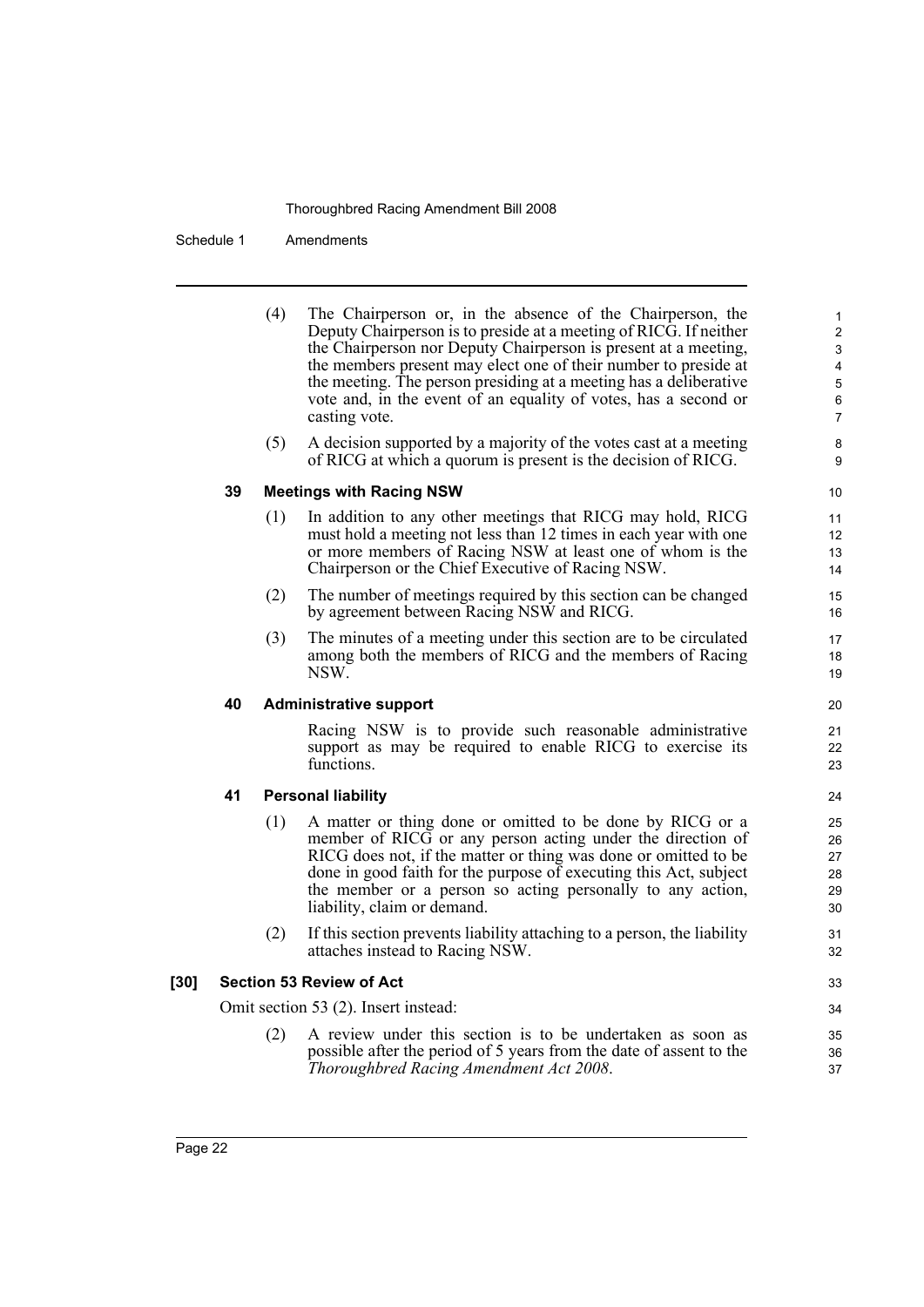(4) The Chairperson or, in the absence of the Chairperson, the Deputy Chairperson is to preside at a meeting of RICG. If neither the Chairperson nor Deputy Chairperson is present at a meeting, the members present may elect one of their number to preside at the meeting. The person presiding at a meeting has a deliberative vote and, in the event of an equality of votes, has a second or casting vote.

(5) A decision supported by a majority of the votes cast at a meeting of RICG at which a quorum is present is the decision of RICG.

**39 Meetings with Racing NSW**

(1) In addition to any other meetings that RICG may hold, RICG must hold a meeting not less than 12 times in each year with one or more members of Racing NSW at least one of whom is the Chairperson or the Chief Executive of Racing NSW.

(2) The number of meetings required by this section can be changed by agreement between Racing NSW and RICG.

(3) The minutes of a meeting under this section are to be circulated among both the members of RICG and the members of Racing NSW.

**40 Administrative support**

Racing NSW is to provide such reasonable administrative support as may be required to enable RICG to exercise its functions.

**41 Personal liability**

(1) A matter or thing done or omitted to be done by RICG or a member of RICG or any person acting under the direction of RICG does not, if the matter or thing was done or omitted to be done in good faith for the purpose of executing this Act, subject the member or a person so acting personally to any action, liability, claim or demand.

(2) If this section prevents liability attaching to a person, the liability attaches instead to Racing NSW.

**[30] Section 53 Review of Act**

Omit section 53 (2). Insert instead:

(2) A review under this section is to be undertaken as soon as possible after the period of 5 years from the date of assent to the *Thoroughbred Racing Amendment Act 2008*.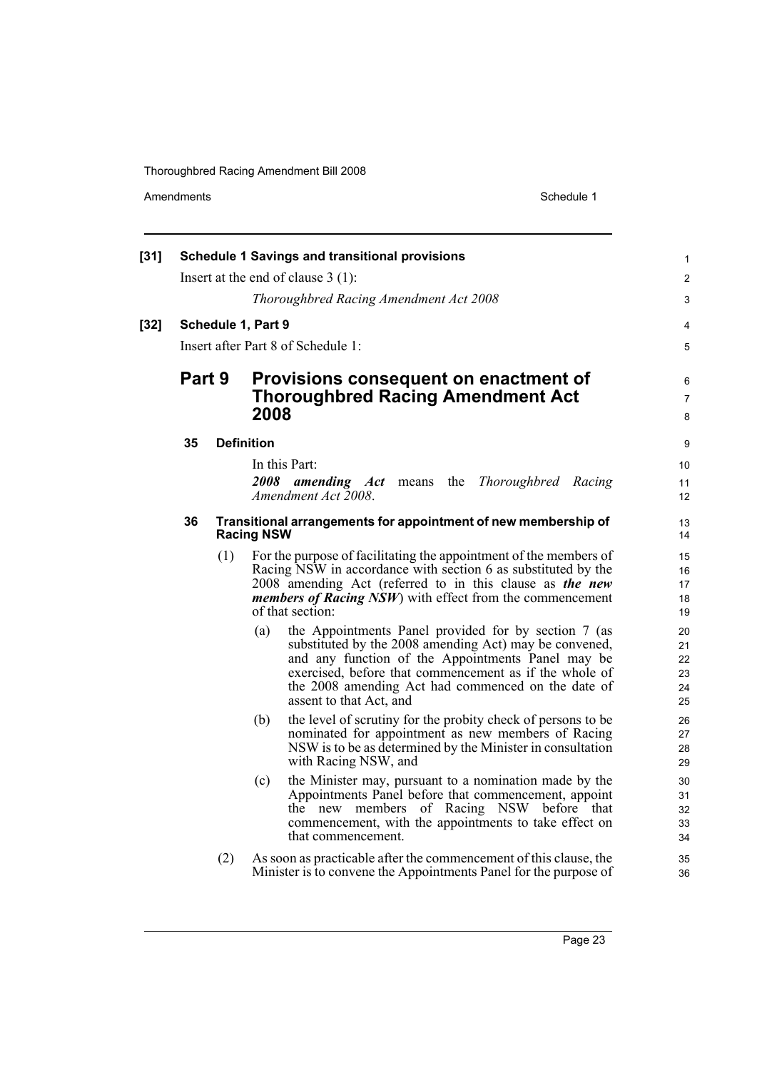**[31] Schedule 1 Savings and transitional provisions**

Insert at the end of clause 3 (1):

*Thoroughbred Racing Amendment Act 2008*

**[32] Schedule 1, Part 9**

Insert after Part 8 of Schedule 1:

## Part 9 Provisions consequent on enactment of Thoroughbred Racing Amendment Act 2008

### 35 Definition

In this Part:

***2008 amending Act*** means the *Thoroughbred Racing Amendment Act 2008*.

### 36 Transitional arrangements for appointment of new membership of Racing NSW

(1) For the purpose of facilitating the appointment of the members of Racing NSW in accordance with section 6 as substituted by the 2008 amending Act (referred to in this clause as ***the new members of Racing NSW***) with effect from the commencement of that section:

- (a) the Appointments Panel provided for by section 7 (as substituted by the 2008 amending Act) may be convened, and any function of the Appointments Panel may be exercised, before that commencement as if the whole of the 2008 amending Act had commenced on the date of assent to that Act, and
- (b) the level of scrutiny for the probity check of persons to be nominated for appointment as new members of Racing NSW is to be as determined by the Minister in consultation with Racing NSW, and
- (c) the Minister may, pursuant to a nomination made by the Appointments Panel before that commencement, appoint the new members of Racing NSW before that commencement, with the appointments to take effect on that commencement.

(2) As soon as practicable after the commencement of this clause, the Minister is to convene the Appointments Panel for the purpose of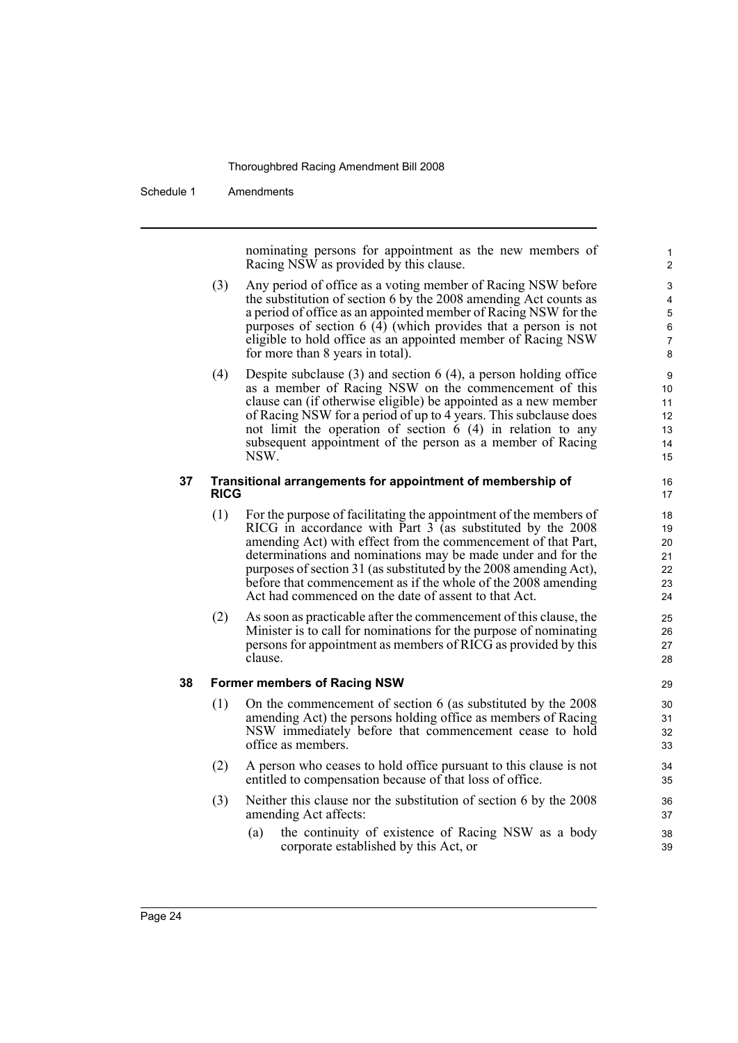nominating persons for appointment as the new members of Racing NSW as provided by this clause.

(3) Any period of office as a voting member of Racing NSW before the substitution of section 6 by the 2008 amending Act counts as a period of office as an appointed member of Racing NSW for the purposes of section 6 (4) (which provides that a person is not eligible to hold office as an appointed member of Racing NSW for more than 8 years in total).

(4) Despite subclause (3) and section 6 (4), a person holding office as a member of Racing NSW on the commencement of this clause can (if otherwise eligible) be appointed as a new member of Racing NSW for a period of up to 4 years. This subclause does not limit the operation of section 6 (4) in relation to any subsequent appointment of the person as a member of Racing NSW.

### 37 Transitional arrangements for appointment of membership of RICG

(1) For the purpose of facilitating the appointment of the members of RICG in accordance with Part 3 (as substituted by the 2008 amending Act) with effect from the commencement of that Part, determinations and nominations may be made under and for the purposes of section 31 (as substituted by the 2008 amending Act), before that commencement as if the whole of the 2008 amending Act had commenced on the date of assent to that Act.

(2) As soon as practicable after the commencement of this clause, the Minister is to call for nominations for the purpose of nominating persons for appointment as members of RICG as provided by this clause.

### 38 Former members of Racing NSW

(1) On the commencement of section 6 (as substituted by the 2008 amending Act) the persons holding office as members of Racing NSW immediately before that commencement cease to hold office as members.

(2) A person who ceases to hold office pursuant to this clause is not entitled to compensation because of that loss of office.

(3) Neither this clause nor the substitution of section 6 by the 2008 amending Act affects:

(a) the continuity of existence of Racing NSW as a body corporate established by this Act, or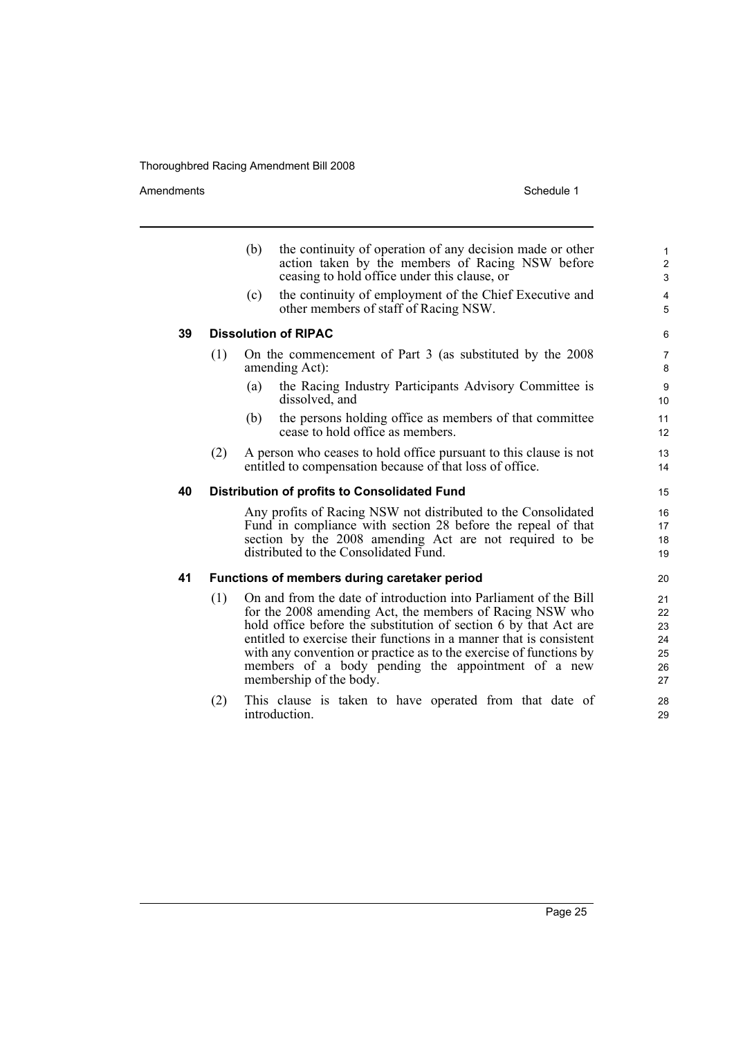(b) the continuity of operation of any decision made or other action taken by the members of Racing NSW before ceasing to hold office under this clause, or

(c) the continuity of employment of the Chief Executive and other members of staff of Racing NSW.

### 39 Dissolution of RIPAC

(1) On the commencement of Part 3 (as substituted by the 2008 amending Act):

(a) the Racing Industry Participants Advisory Committee is dissolved, and

(b) the persons holding office as members of that committee cease to hold office as members.

(2) A person who ceases to hold office pursuant to this clause is not entitled to compensation because of that loss of office.

### 40 Distribution of profits to Consolidated Fund

Any profits of Racing NSW not distributed to the Consolidated Fund in compliance with section 28 before the repeal of that section by the 2008 amending Act are not required to be distributed to the Consolidated Fund.

### 41 Functions of members during caretaker period

(1) On and from the date of introduction into Parliament of the Bill for the 2008 amending Act, the members of Racing NSW who hold office before the substitution of section 6 by that Act are entitled to exercise their functions in a manner that is consistent with any convention or practice as to the exercise of functions by members of a body pending the appointment of a new membership of the body.

(2) This clause is taken to have operated from that date of introduction.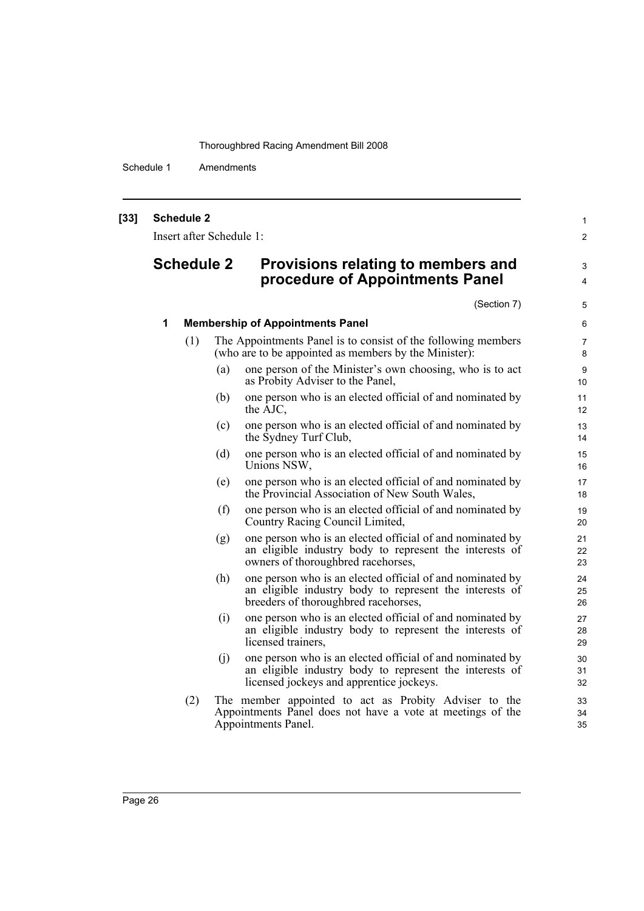**[33] Schedule 2**

Insert after Schedule 1:

## Schedule 2 Provisions relating to members and procedure of Appointments Panel

(Section 7)

### 1 Membership of Appointments Panel

(1) The Appointments Panel is to consist of the following members (who are to be appointed as members by the Minister):

(a) one person of the Minister's own choosing, who is to act as Probity Adviser to the Panel,

(b) one person who is an elected official of and nominated by the AJC,

(c) one person who is an elected official of and nominated by the Sydney Turf Club,

(d) one person who is an elected official of and nominated by Unions NSW,

(e) one person who is an elected official of and nominated by the Provincial Association of New South Wales,

(f) one person who is an elected official of and nominated by Country Racing Council Limited,

(g) one person who is an elected official of and nominated by an eligible industry body to represent the interests of owners of thoroughbred racehorses,

(h) one person who is an elected official of and nominated by an eligible industry body to represent the interests of breeders of thoroughbred racehorses,

(i) one person who is an elected official of and nominated by an eligible industry body to represent the interests of licensed trainers,

(j) one person who is an elected official of and nominated by an eligible industry body to represent the interests of licensed jockeys and apprentice jockeys.

(2) The member appointed to act as Probity Adviser to the Appointments Panel does not have a vote at meetings of the Appointments Panel.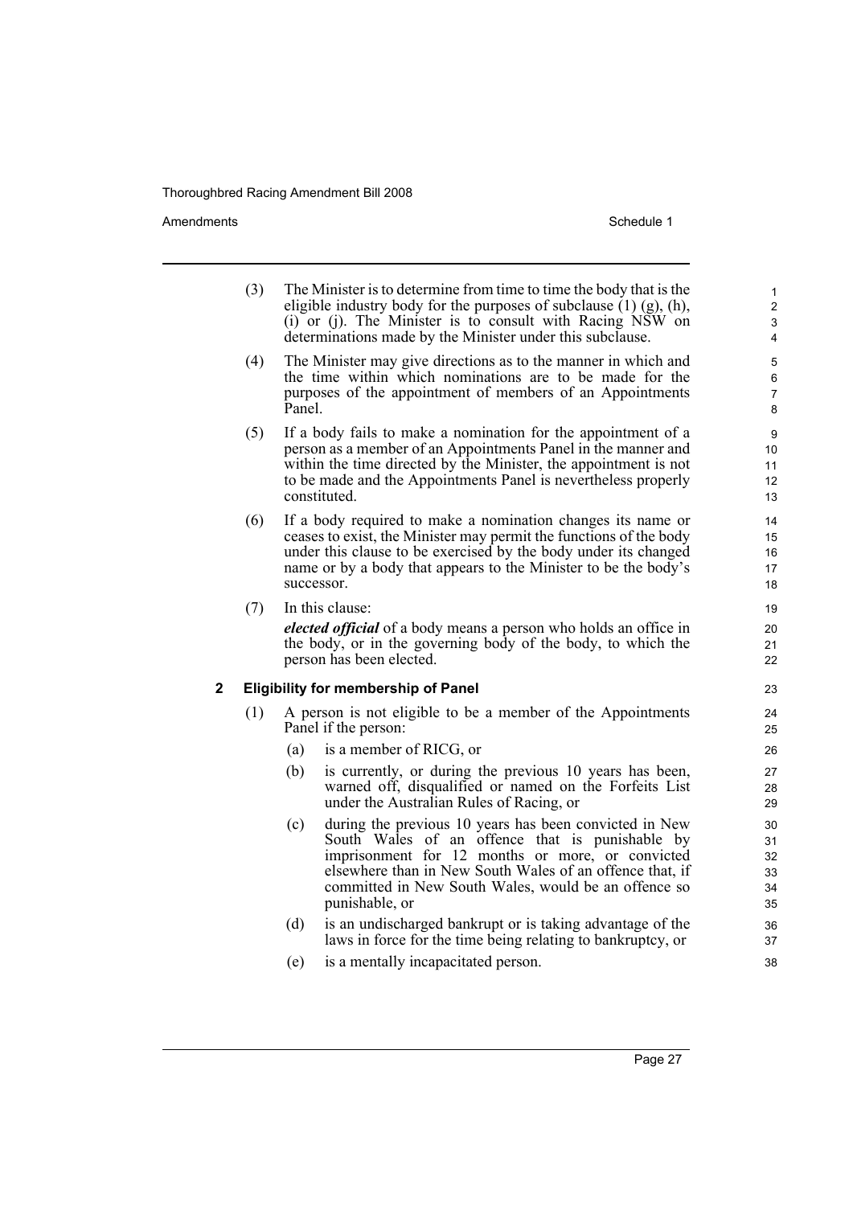(3) The Minister is to determine from time to time the body that is the eligible industry body for the purposes of subclause (1) (g), (h), (i) or (j). The Minister is to consult with Racing NSW on determinations made by the Minister under this subclause.

(4) The Minister may give directions as to the manner in which and the time within which nominations are to be made for the purposes of the appointment of members of an Appointments Panel.

(5) If a body fails to make a nomination for the appointment of a person as a member of an Appointments Panel in the manner and within the time directed by the Minister, the appointment is not to be made and the Appointments Panel is nevertheless properly constituted.

(6) If a body required to make a nomination changes its name or ceases to exist, the Minister may permit the functions of the body under this clause to be exercised by the body under its changed name or by a body that appears to the Minister to be the body's successor.

(7) In this clause:

***elected official*** of a body means a person who holds an office in the body, or in the governing body of the body, to which the person has been elected.

**2 Eligibility for membership of Panel**

(1) A person is not eligible to be a member of the Appointments Panel if the person:

(a) is a member of RICG, or

(b) is currently, or during the previous 10 years has been, warned off, disqualified or named on the Forfeits List under the Australian Rules of Racing, or

(c) during the previous 10 years has been convicted in New South Wales of an offence that is punishable by imprisonment for 12 months or more, or convicted elsewhere than in New South Wales of an offence that, if committed in New South Wales, would be an offence so punishable, or

(d) is an undischarged bankrupt or is taking advantage of the laws in force for the time being relating to bankruptcy, or

(e) is a mentally incapacitated person.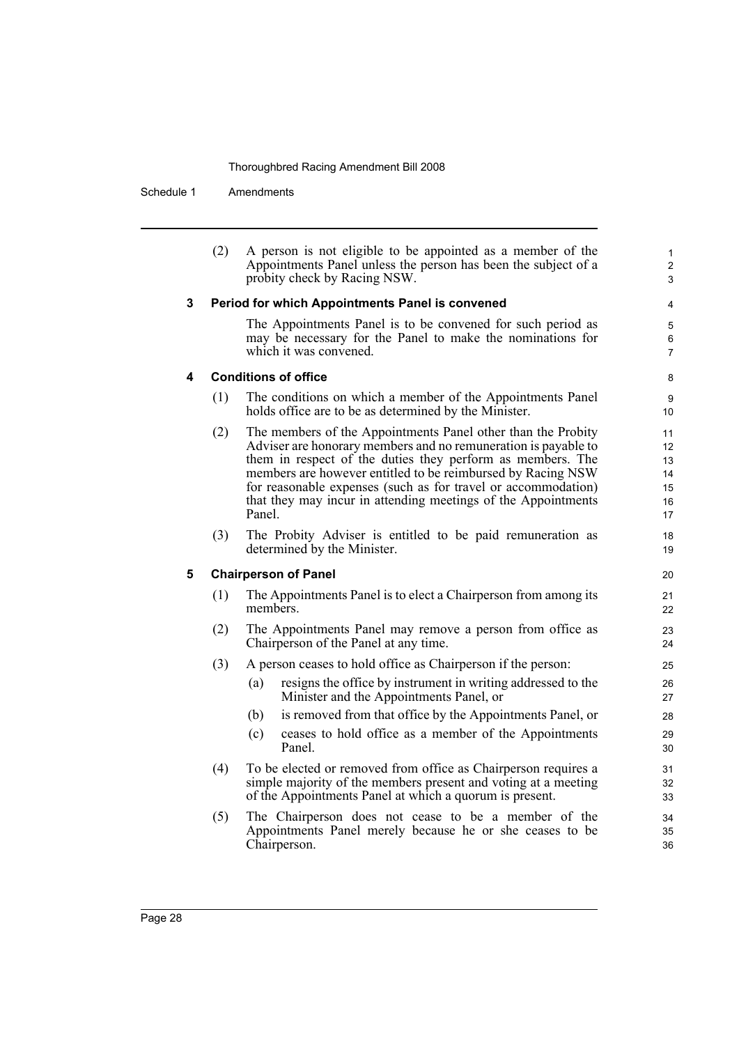(2) A person is not eligible to be appointed as a member of the Appointments Panel unless the person has been the subject of a probity check by Racing NSW.

### 3 Period for which Appointments Panel is convened

The Appointments Panel is to be convened for such period as may be necessary for the Panel to make the nominations for which it was convened.

### 4 Conditions of office

(1) The conditions on which a member of the Appointments Panel holds office are to be as determined by the Minister.

(2) The members of the Appointments Panel other than the Probity Adviser are honorary members and no remuneration is payable to them in respect of the duties they perform as members. The members are however entitled to be reimbursed by Racing NSW for reasonable expenses (such as for travel or accommodation) that they may incur in attending meetings of the Appointments Panel.

(3) The Probity Adviser is entitled to be paid remuneration as determined by the Minister.

### 5 Chairperson of Panel

(1) The Appointments Panel is to elect a Chairperson from among its members.

(2) The Appointments Panel may remove a person from office as Chairperson of the Panel at any time.

(3) A person ceases to hold office as Chairperson if the person:

- (a) resigns the office by instrument in writing addressed to the Minister and the Appointments Panel, or
- (b) is removed from that office by the Appointments Panel, or
- (c) ceases to hold office as a member of the Appointments Panel.

(4) To be elected or removed from office as Chairperson requires a simple majority of the members present and voting at a meeting of the Appointments Panel at which a quorum is present.

(5) The Chairperson does not cease to be a member of the Appointments Panel merely because he or she ceases to be Chairperson.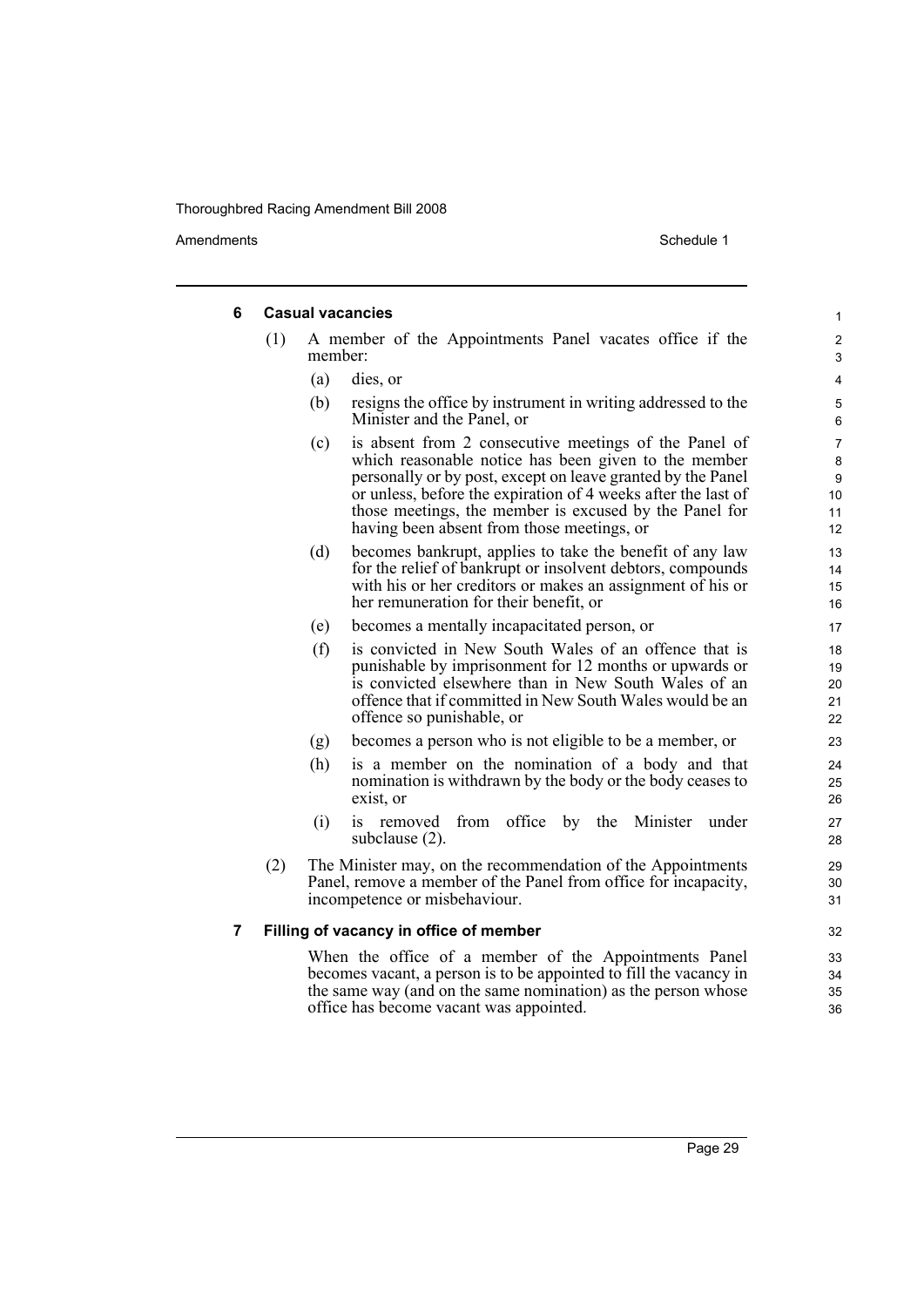### 6 Casual vacancies

(1) A member of the Appointments Panel vacates office if the member:

(a) dies, or

(b) resigns the office by instrument in writing addressed to the Minister and the Panel, or

(c) is absent from 2 consecutive meetings of the Panel of which reasonable notice has been given to the member personally or by post, except on leave granted by the Panel or unless, before the expiration of 4 weeks after the last of those meetings, the member is excused by the Panel for having been absent from those meetings, or

(d) becomes bankrupt, applies to take the benefit of any law for the relief of bankrupt or insolvent debtors, compounds with his or her creditors or makes an assignment of his or her remuneration for their benefit, or

(e) becomes a mentally incapacitated person, or

(f) is convicted in New South Wales of an offence that is punishable by imprisonment for 12 months or upwards or is convicted elsewhere than in New South Wales of an offence that if committed in New South Wales would be an offence so punishable, or

(g) becomes a person who is not eligible to be a member, or

(h) is a member on the nomination of a body and that nomination is withdrawn by the body or the body ceases to exist, or

(i) is removed from office by the Minister under subclause (2).

(2) The Minister may, on the recommendation of the Appointments Panel, remove a member of the Panel from office for incapacity, incompetence or misbehaviour.

### 7 Filling of vacancy in office of member

When the office of a member of the Appointments Panel becomes vacant, a person is to be appointed to fill the vacancy in the same way (and on the same nomination) as the person whose office has become vacant was appointed.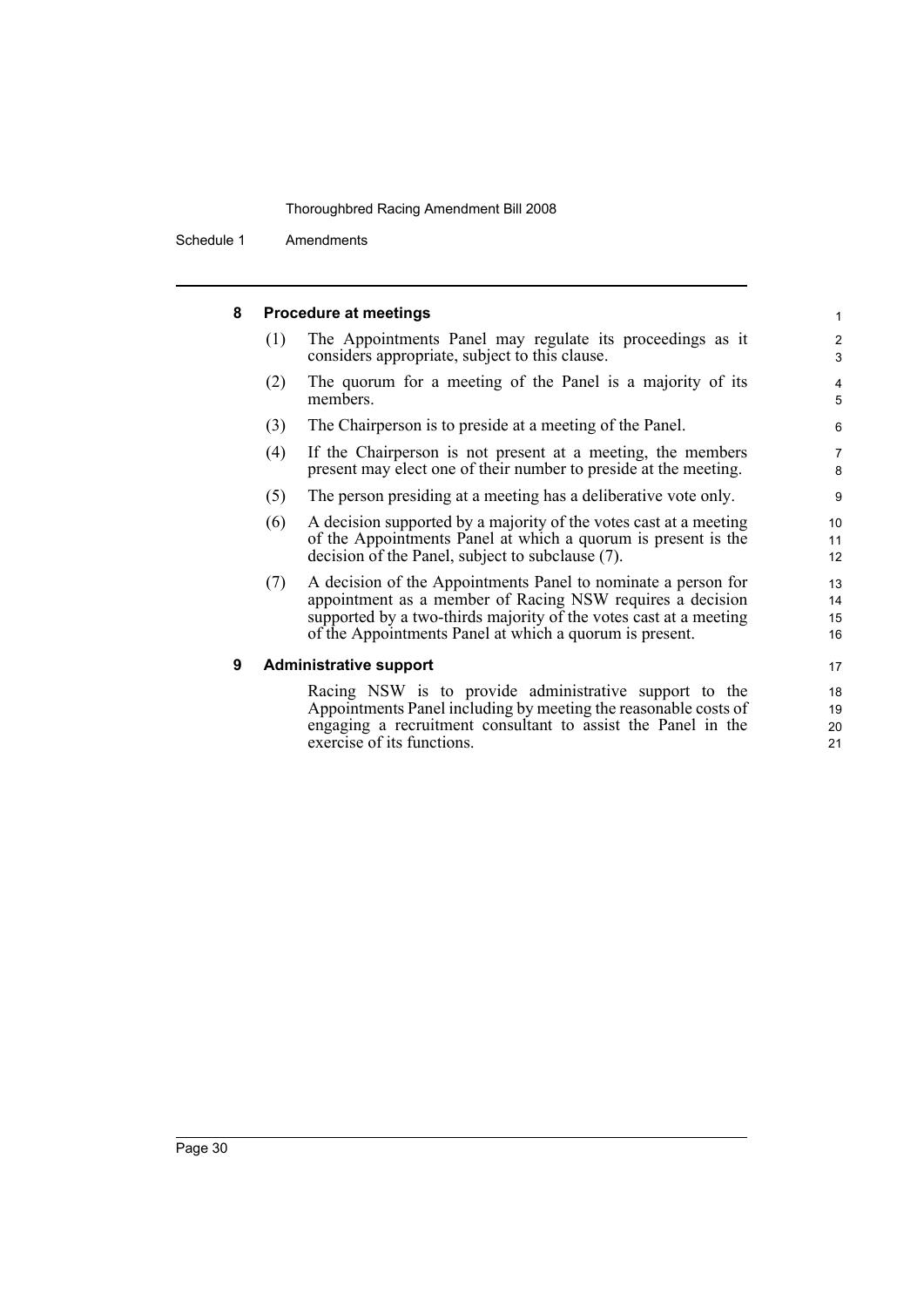### 8 Procedure at meetings

(1) The Appointments Panel may regulate its proceedings as it considers appropriate, subject to this clause.

(2) The quorum for a meeting of the Panel is a majority of its members.

(3) The Chairperson is to preside at a meeting of the Panel.

(4) If the Chairperson is not present at a meeting, the members present may elect one of their number to preside at the meeting.

(5) The person presiding at a meeting has a deliberative vote only.

(6) A decision supported by a majority of the votes cast at a meeting of the Appointments Panel at which a quorum is present is the decision of the Panel, subject to subclause (7).

(7) A decision of the Appointments Panel to nominate a person for appointment as a member of Racing NSW requires a decision supported by a two-thirds majority of the votes cast at a meeting of the Appointments Panel at which a quorum is present.

### 9 Administrative support

Racing NSW is to provide administrative support to the Appointments Panel including by meeting the reasonable costs of engaging a recruitment consultant to assist the Panel in the exercise of its functions.